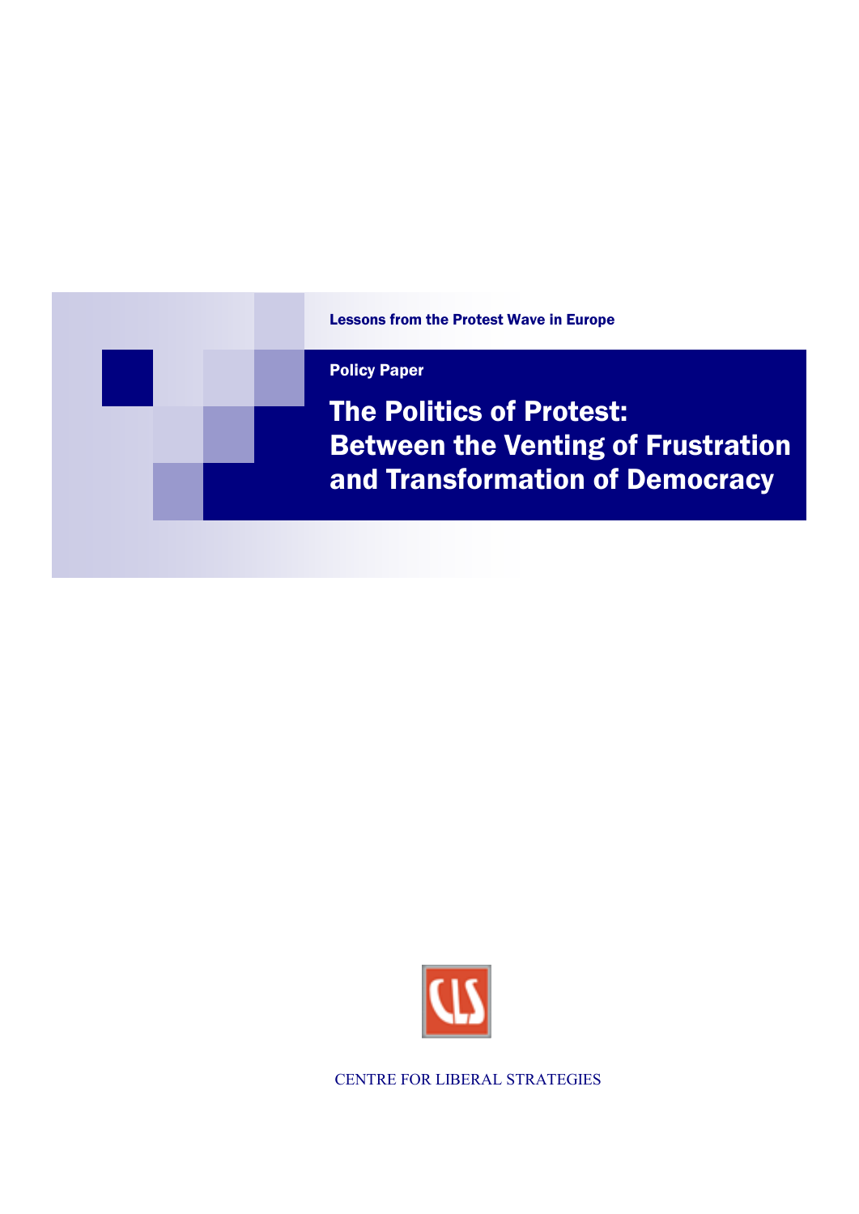Lessons from the Protest Wave in Europe

Policy Paper

# The Politics of Protest: Between the Venting of Frustration and Transformation of Democracy

CENTRE FOR LIBERAL STRATEGIES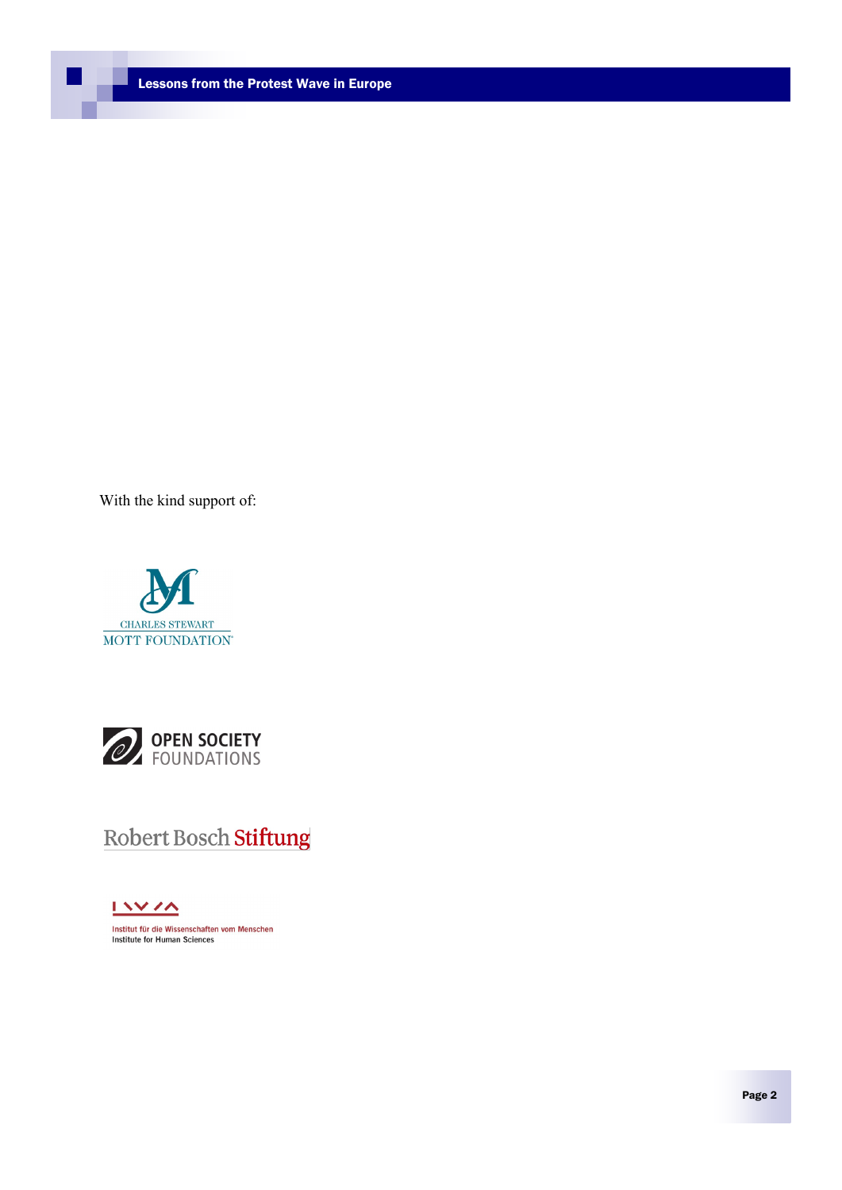With the kind support of:

CHARLES STEWART
MOTT FOUNDATION

OPEN SOCIETY
FOUNDATIONS

Robert Bosch Stiftung

Institut für die Wissenschaften vom Menschen
Institute for Human Sciences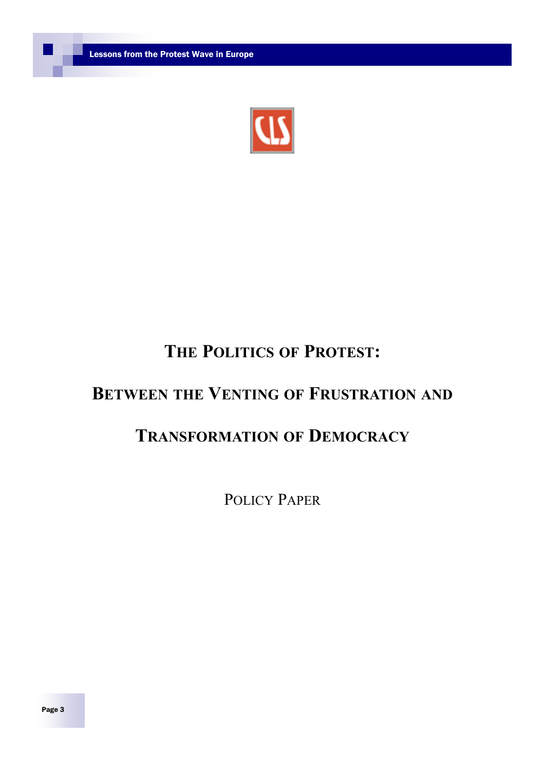# The Politics of Protest: Between the Venting of Frustration and Transformation of Democracy

Policy Paper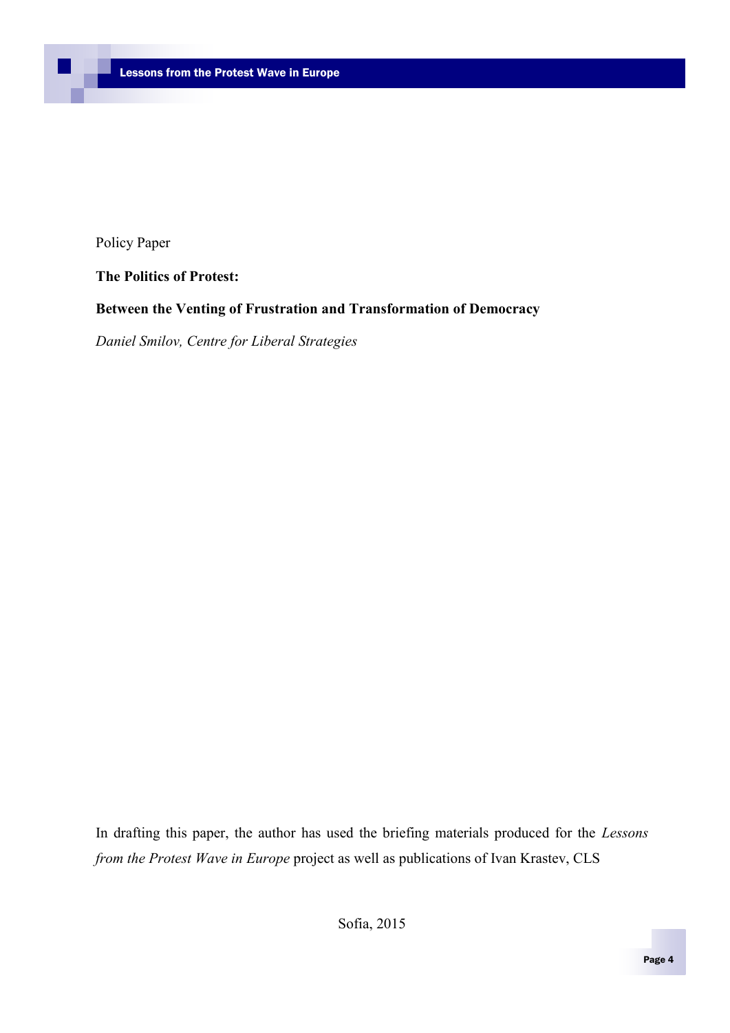Policy Paper

**The Politics of Protest:**

**Between the Venting of Frustration and Transformation of Democracy**

*Daniel Smilov, Centre for Liberal Strategies*

In drafting this paper, the author has used the briefing materials produced for the *Lessons from the Protest Wave in Europe* project as well as publications of Ivan Krastev, CLS

Sofia, 2015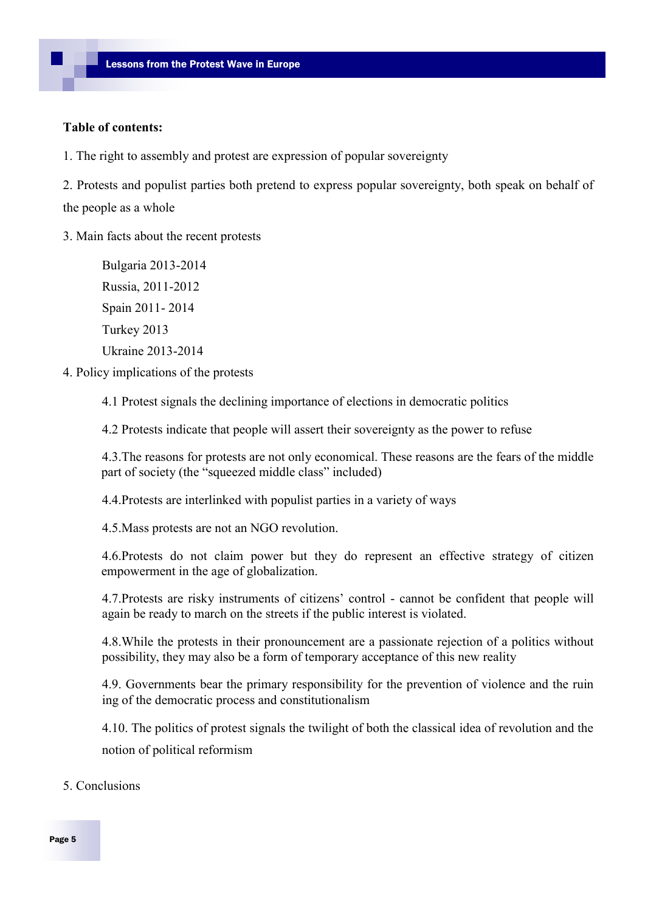**Table of contents:**

1. The right to assembly and protest are expression of popular sovereignty

2. Protests and populist parties both pretend to express popular sovereignty, both speak on behalf of the people as a whole

3. Main facts about the recent protests

   Bulgaria 2013-2014
   Russia, 2011-2012
   Spain 2011- 2014
   Turkey 2013
   Ukraine 2013-2014

4. Policy implications of the protests

   4.1 Protest signals the declining importance of elections in democratic politics

   4.2 Protests indicate that people will assert their sovereignty as the power to refuse

   4.3.The reasons for protests are not only economical. These reasons are the fears of the middle part of society (the "squeezed middle class" included)

   4.4.Protests are interlinked with populist parties in a variety of ways

   4.5.Mass protests are not an NGO revolution.

   4.6.Protests do not claim power but they do represent an effective strategy of citizen empowerment in the age of globalization.

   4.7.Protests are risky instruments of citizens' control - cannot be confident that people will again be ready to march on the streets if the public interest is violated.

   4.8.While the protests in their pronouncement are a passionate rejection of a politics without possibility, they may also be a form of temporary acceptance of this new reality

   4.9. Governments bear the primary responsibility for the prevention of violence and the ruin ing of the democratic process and constitutionalism

   4.10. The politics of protest signals the twilight of both the classical idea of revolution and the notion of political reformism

5. Conclusions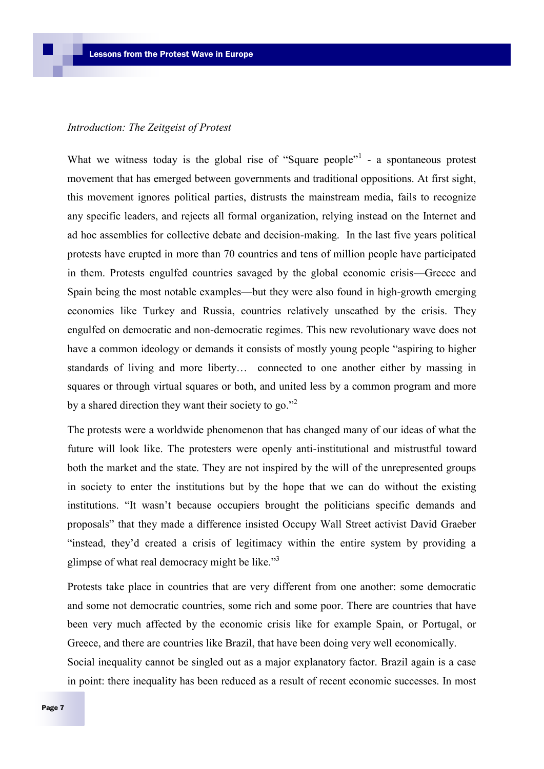*Introduction: The Zeitgeist of Protest*

What we witness today is the global rise of “Square people”[1] - a spontaneous protest movement that has emerged between governments and traditional oppositions. At first sight, this movement ignores political parties, distrusts the mainstream media, fails to recognize any specific leaders, and rejects all formal organization, relying instead on the Internet and ad hoc assemblies for collective debate and decision-making. In the last five years political protests have erupted in more than 70 countries and tens of million people have participated in them. Protests engulfed countries savaged by the global economic crisis—Greece and Spain being the most notable examples—but they were also found in high-growth emerging economies like Turkey and Russia, countries relatively unscathed by the crisis. They engulfed on democratic and non-democratic regimes. This new revolutionary wave does not have a common ideology or demands it consists of mostly young people “aspiring to higher standards of living and more liberty… connected to one another either by massing in squares or through virtual squares or both, and united less by a common program and more by a shared direction they want their society to go.”[2]

The protests were a worldwide phenomenon that has changed many of our ideas of what the future will look like. The protesters were openly anti-institutional and mistrustful toward both the market and the state. They are not inspired by the will of the unrepresented groups in society to enter the institutions but by the hope that we can do without the existing institutions. “It wasn’t because occupiers brought the politicians specific demands and proposals” that they made a difference insisted Occupy Wall Street activist David Graeber “instead, they’d created a crisis of legitimacy within the entire system by providing a glimpse of what real democracy might be like.”[3]

Protests take place in countries that are very different from one another: some democratic and some not democratic countries, some rich and some poor. There are countries that have been very much affected by the economic crisis like for example Spain, or Portugal, or Greece, and there are countries like Brazil, that have been doing very well economically.

Social inequality cannot be singled out as a major explanatory factor. Brazil again is a case in point: there inequality has been reduced as a result of recent economic successes. In most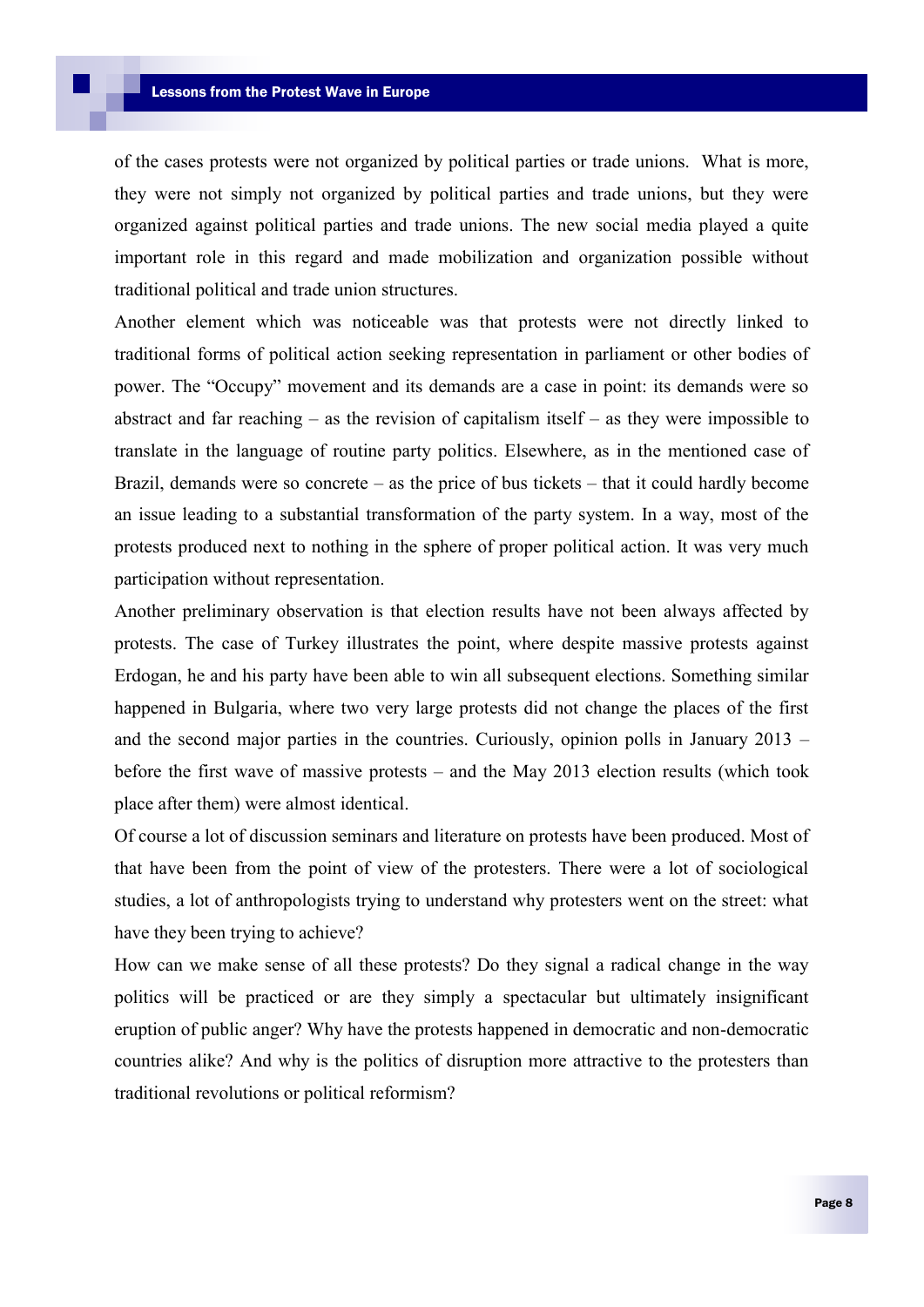of the cases protests were not organized by political parties or trade unions. What is more, they were not simply not organized by political parties and trade unions, but they were organized against political parties and trade unions. The new social media played a quite important role in this regard and made mobilization and organization possible without traditional political and trade union structures.

Another element which was noticeable was that protests were not directly linked to traditional forms of political action seeking representation in parliament or other bodies of power. The "Occupy" movement and its demands are a case in point: its demands were so abstract and far reaching – as the revision of capitalism itself – as they were impossible to translate in the language of routine party politics. Elsewhere, as in the mentioned case of Brazil, demands were so concrete – as the price of bus tickets – that it could hardly become an issue leading to a substantial transformation of the party system. In a way, most of the protests produced next to nothing in the sphere of proper political action. It was very much participation without representation.

Another preliminary observation is that election results have not been always affected by protests. The case of Turkey illustrates the point, where despite massive protests against Erdogan, he and his party have been able to win all subsequent elections. Something similar happened in Bulgaria, where two very large protests did not change the places of the first and the second major parties in the countries. Curiously, opinion polls in January 2013 – before the first wave of massive protests – and the May 2013 election results (which took place after them) were almost identical.

Of course a lot of discussion seminars and literature on protests have been produced. Most of that have been from the point of view of the protesters. There were a lot of sociological studies, a lot of anthropologists trying to understand why protesters went on the street: what have they been trying to achieve?

How can we make sense of all these protests? Do they signal a radical change in the way politics will be practiced or are they simply a spectacular but ultimately insignificant eruption of public anger? Why have the protests happened in democratic and non-democratic countries alike? And why is the politics of disruption more attractive to the protesters than traditional revolutions or political reformism?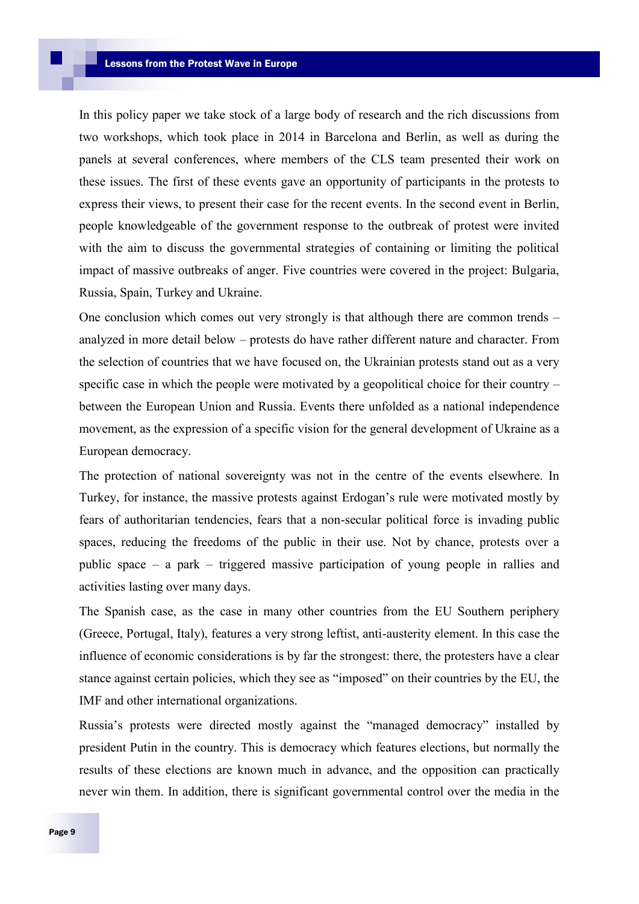In this policy paper we take stock of a large body of research and the rich discussions from two workshops, which took place in 2014 in Barcelona and Berlin, as well as during the panels at several conferences, where members of the CLS team presented their work on these issues. The first of these events gave an opportunity of participants in the protests to express their views, to present their case for the recent events. In the second event in Berlin, people knowledgeable of the government response to the outbreak of protest were invited with the aim to discuss the governmental strategies of containing or limiting the political impact of massive outbreaks of anger. Five countries were covered in the project: Bulgaria, Russia, Spain, Turkey and Ukraine.

One conclusion which comes out very strongly is that although there are common trends – analyzed in more detail below – protests do have rather different nature and character. From the selection of countries that we have focused on, the Ukrainian protests stand out as a very specific case in which the people were motivated by a geopolitical choice for their country – between the European Union and Russia. Events there unfolded as a national independence movement, as the expression of a specific vision for the general development of Ukraine as a European democracy.

The protection of national sovereignty was not in the centre of the events elsewhere. In Turkey, for instance, the massive protests against Erdogan's rule were motivated mostly by fears of authoritarian tendencies, fears that a non-secular political force is invading public spaces, reducing the freedoms of the public in their use. Not by chance, protests over a public space – a park – triggered massive participation of young people in rallies and activities lasting over many days.

The Spanish case, as the case in many other countries from the EU Southern periphery (Greece, Portugal, Italy), features a very strong leftist, anti-austerity element. In this case the influence of economic considerations is by far the strongest: there, the protesters have a clear stance against certain policies, which they see as "imposed" on their countries by the EU, the IMF and other international organizations.

Russia's protests were directed mostly against the "managed democracy" installed by president Putin in the country. This is democracy which features elections, but normally the results of these elections are known much in advance, and the opposition can practically never win them. In addition, there is significant governmental control over the media in the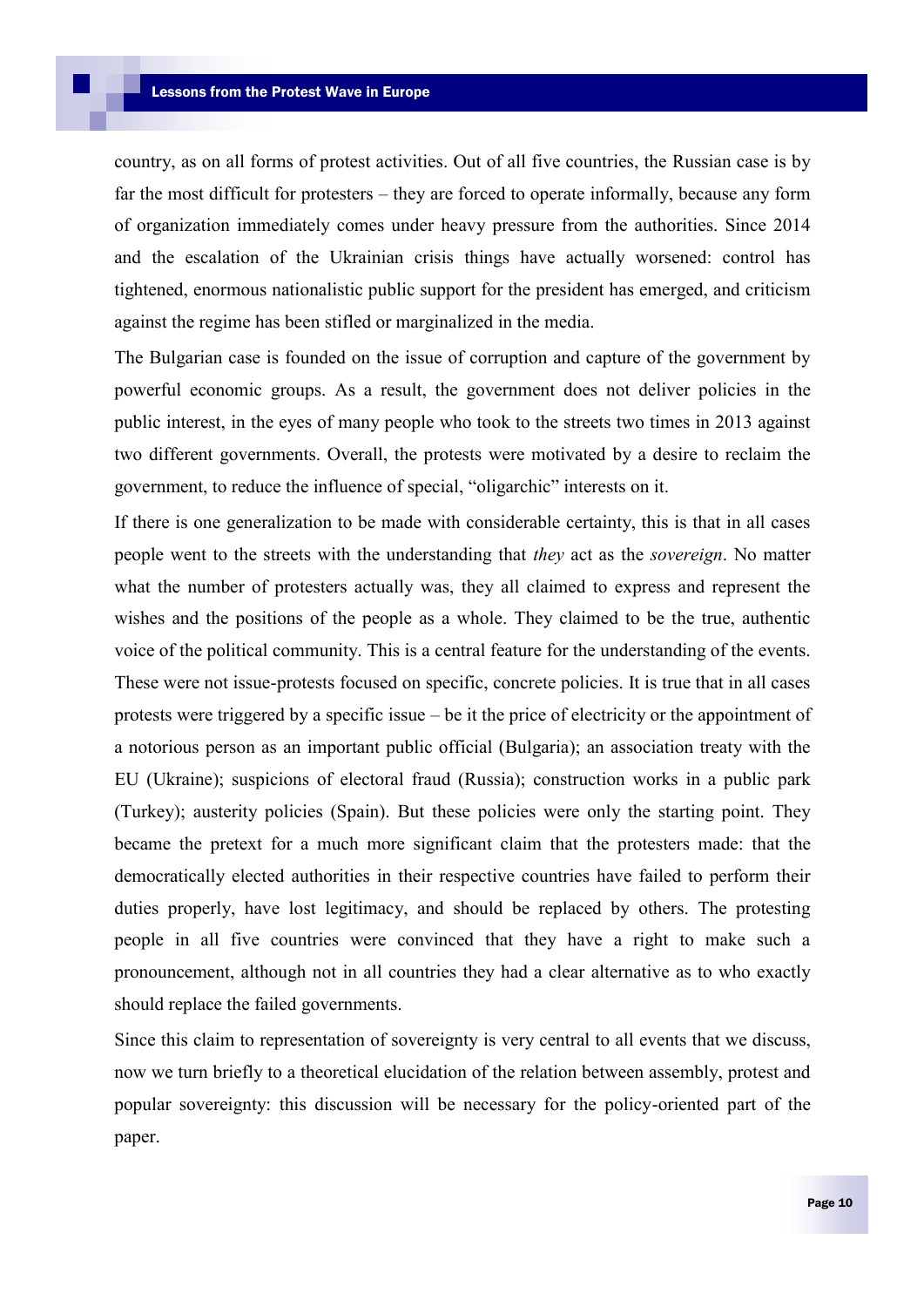country, as on all forms of protest activities. Out of all five countries, the Russian case is by far the most difficult for protesters – they are forced to operate informally, because any form of organization immediately comes under heavy pressure from the authorities. Since 2014 and the escalation of the Ukrainian crisis things have actually worsened: control has tightened, enormous nationalistic public support for the president has emerged, and criticism against the regime has been stifled or marginalized in the media.

The Bulgarian case is founded on the issue of corruption and capture of the government by powerful economic groups. As a result, the government does not deliver policies in the public interest, in the eyes of many people who took to the streets two times in 2013 against two different governments. Overall, the protests were motivated by a desire to reclaim the government, to reduce the influence of special, "oligarchic" interests on it.

If there is one generalization to be made with considerable certainty, this is that in all cases people went to the streets with the understanding that *they* act as the *sovereign*. No matter what the number of protesters actually was, they all claimed to express and represent the wishes and the positions of the people as a whole. They claimed to be the true, authentic voice of the political community. This is a central feature for the understanding of the events. These were not issue-protests focused on specific, concrete policies. It is true that in all cases protests were triggered by a specific issue – be it the price of electricity or the appointment of a notorious person as an important public official (Bulgaria); an association treaty with the EU (Ukraine); suspicions of electoral fraud (Russia); construction works in a public park (Turkey); austerity policies (Spain). But these policies were only the starting point. They became the pretext for a much more significant claim that the protesters made: that the democratically elected authorities in their respective countries have failed to perform their duties properly, have lost legitimacy, and should be replaced by others. The protesting people in all five countries were convinced that they have a right to make such a pronouncement, although not in all countries they had a clear alternative as to who exactly should replace the failed governments.

Since this claim to representation of sovereignty is very central to all events that we discuss, now we turn briefly to a theoretical elucidation of the relation between assembly, protest and popular sovereignty: this discussion will be necessary for the policy-oriented part of the paper.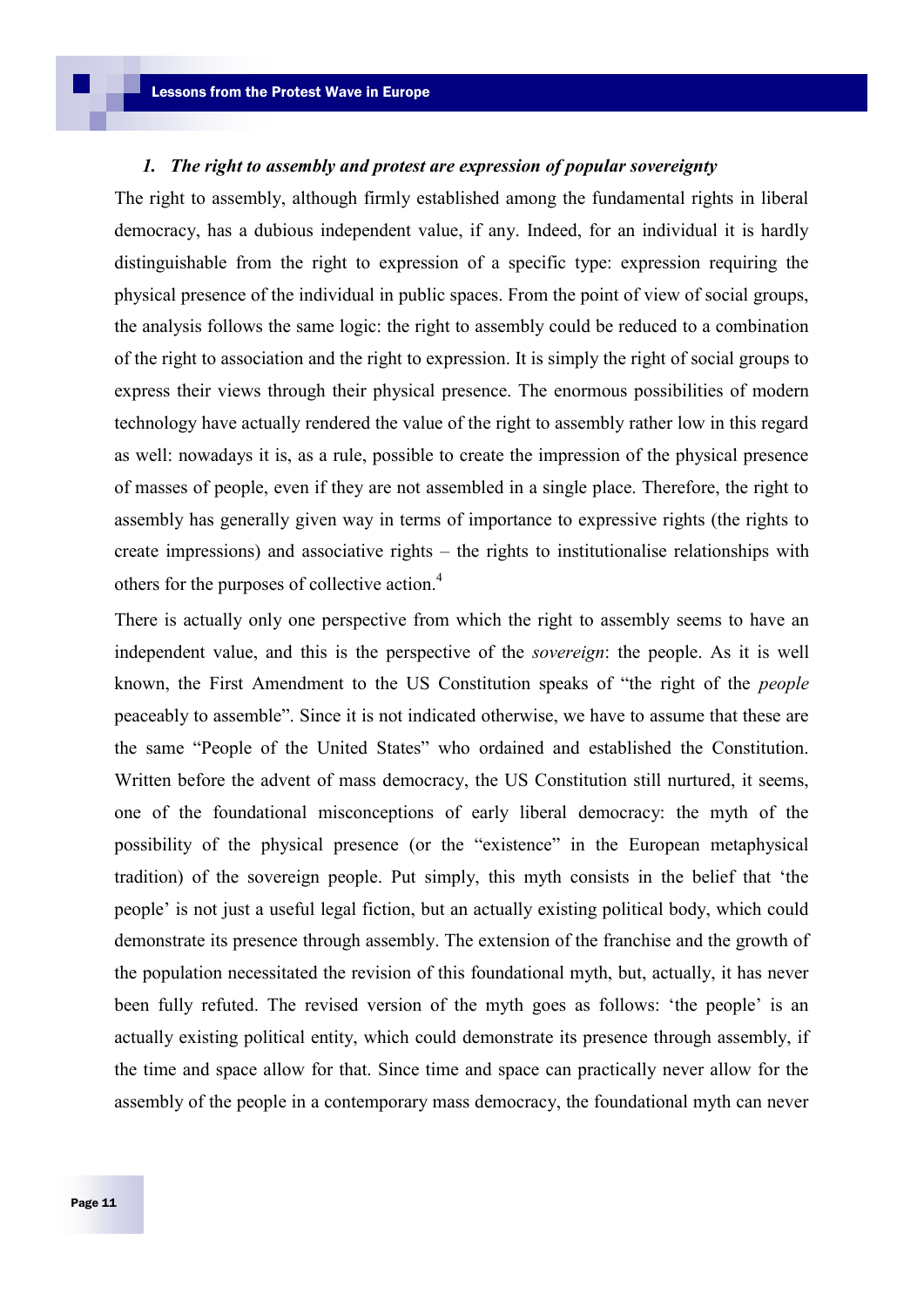### 1. *The right to assembly and protest are expression of popular sovereignty*

The right to assembly, although firmly established among the fundamental rights in liberal democracy, has a dubious independent value, if any. Indeed, for an individual it is hardly distinguishable from the right to expression of a specific type: expression requiring the physical presence of the individual in public spaces. From the point of view of social groups, the analysis follows the same logic: the right to assembly could be reduced to a combination of the right to association and the right to expression. It is simply the right of social groups to express their views through their physical presence. The enormous possibilities of modern technology have actually rendered the value of the right to assembly rather low in this regard as well: nowadays it is, as a rule, possible to create the impression of the physical presence of masses of people, even if they are not assembled in a single place. Therefore, the right to assembly has generally given way in terms of importance to expressive rights (the rights to create impressions) and associative rights – the rights to institutionalise relationships with others for the purposes of collective action.[4]

There is actually only one perspective from which the right to assembly seems to have an independent value, and this is the perspective of the *sovereign*: the people. As it is well known, the First Amendment to the US Constitution speaks of "the right of the *people* peaceably to assemble". Since it is not indicated otherwise, we have to assume that these are the same "People of the United States" who ordained and established the Constitution. Written before the advent of mass democracy, the US Constitution still nurtured, it seems, one of the foundational misconceptions of early liberal democracy: the myth of the possibility of the physical presence (or the "existence" in the European metaphysical tradition) of the sovereign people. Put simply, this myth consists in the belief that 'the people' is not just a useful legal fiction, but an actually existing political body, which could demonstrate its presence through assembly. The extension of the franchise and the growth of the population necessitated the revision of this foundational myth, but, actually, it has never been fully refuted. The revised version of the myth goes as follows: 'the people' is an actually existing political entity, which could demonstrate its presence through assembly, if the time and space allow for that. Since time and space can practically never allow for the assembly of the people in a contemporary mass democracy, the foundational myth can never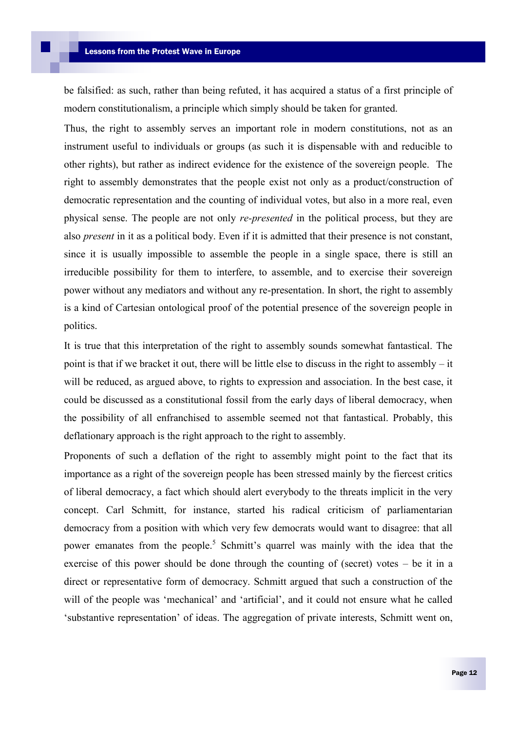be falsified: as such, rather than being refuted, it has acquired a status of a first principle of modern constitutionalism, a principle which simply should be taken for granted.

Thus, the right to assembly serves an important role in modern constitutions, not as an instrument useful to individuals or groups (as such it is dispensable with and reducible to other rights), but rather as indirect evidence for the existence of the sovereign people. The right to assembly demonstrates that the people exist not only as a product/construction of democratic representation and the counting of individual votes, but also in a more real, even physical sense. The people are not only *re-presented* in the political process, but they are also *present* in it as a political body. Even if it is admitted that their presence is not constant, since it is usually impossible to assemble the people in a single space, there is still an irreducible possibility for them to interfere, to assemble, and to exercise their sovereign power without any mediators and without any re-presentation. In short, the right to assembly is a kind of Cartesian ontological proof of the potential presence of the sovereign people in politics.

It is true that this interpretation of the right to assembly sounds somewhat fantastical. The point is that if we bracket it out, there will be little else to discuss in the right to assembly – it will be reduced, as argued above, to rights to expression and association. In the best case, it could be discussed as a constitutional fossil from the early days of liberal democracy, when the possibility of all enfranchised to assemble seemed not that fantastical. Probably, this deflationary approach is the right approach to the right to assembly.

Proponents of such a deflation of the right to assembly might point to the fact that its importance as a right of the sovereign people has been stressed mainly by the fiercest critics of liberal democracy, a fact which should alert everybody to the threats implicit in the very concept. Carl Schmitt, for instance, started his radical criticism of parliamentarian democracy from a position with which very few democrats would want to disagree: that all power emanates from the people.[5] Schmitt's quarrel was mainly with the idea that the exercise of this power should be done through the counting of (secret) votes – be it in a direct or representative form of democracy. Schmitt argued that such a construction of the will of the people was 'mechanical' and 'artificial', and it could not ensure what he called 'substantive representation' of ideas. The aggregation of private interests, Schmitt went on,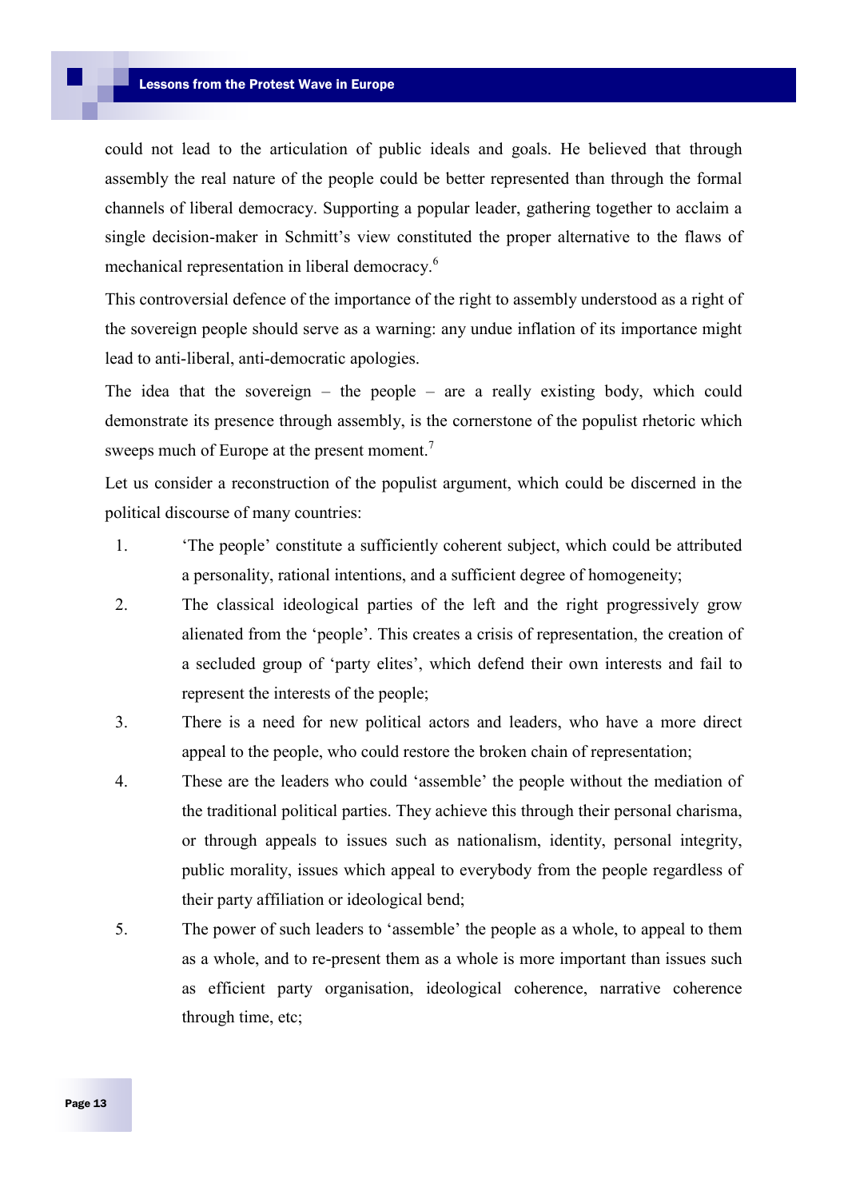could not lead to the articulation of public ideals and goals. He believed that through assembly the real nature of the people could be better represented than through the formal channels of liberal democracy. Supporting a popular leader, gathering together to acclaim a single decision-maker in Schmitt's view constituted the proper alternative to the flaws of mechanical representation in liberal democracy.[6]

This controversial defence of the importance of the right to assembly understood as a right of the sovereign people should serve as a warning: any undue inflation of its importance might lead to anti-liberal, anti-democratic apologies.

The idea that the sovereign – the people – are a really existing body, which could demonstrate its presence through assembly, is the cornerstone of the populist rhetoric which sweeps much of Europe at the present moment.[7]

Let us consider a reconstruction of the populist argument, which could be discerned in the political discourse of many countries:

1. 'The people' constitute a sufficiently coherent subject, which could be attributed a personality, rational intentions, and a sufficient degree of homogeneity;
2. The classical ideological parties of the left and the right progressively grow alienated from the 'people'. This creates a crisis of representation, the creation of a secluded group of 'party elites', which defend their own interests and fail to represent the interests of the people;
3. There is a need for new political actors and leaders, who have a more direct appeal to the people, who could restore the broken chain of representation;
4. These are the leaders who could 'assemble' the people without the mediation of the traditional political parties. They achieve this through their personal charisma, or through appeals to issues such as nationalism, identity, personal integrity, public morality, issues which appeal to everybody from the people regardless of their party affiliation or ideological bend;
5. The power of such leaders to 'assemble' the people as a whole, to appeal to them as a whole, and to re-present them as a whole is more important than issues such as efficient party organisation, ideological coherence, narrative coherence through time, etc;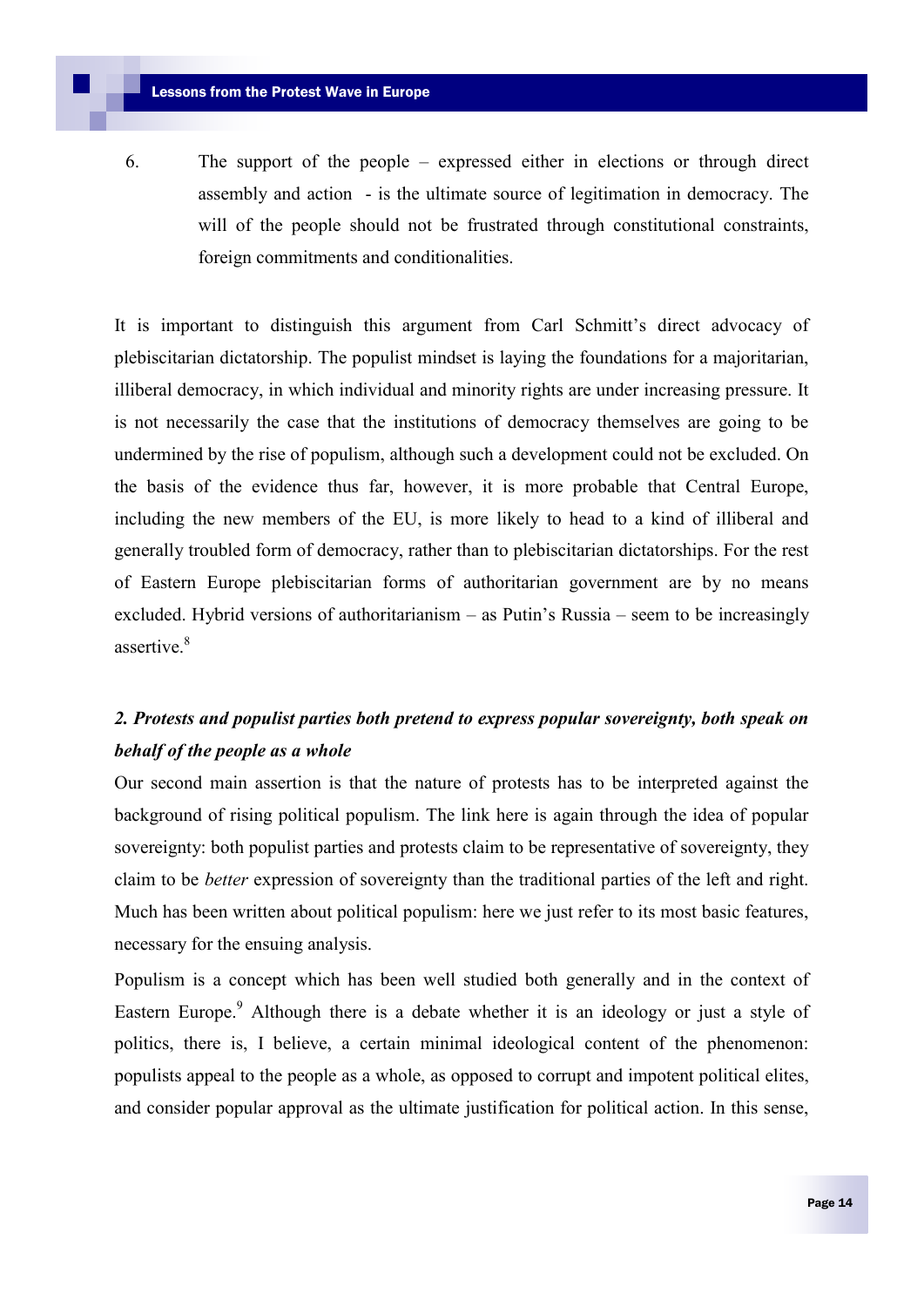6. The support of the people – expressed either in elections or through direct assembly and action - is the ultimate source of legitimation in democracy. The will of the people should not be frustrated through constitutional constraints, foreign commitments and conditionalities.

It is important to distinguish this argument from Carl Schmitt's direct advocacy of plebiscitarian dictatorship. The populist mindset is laying the foundations for a majoritarian, illiberal democracy, in which individual and minority rights are under increasing pressure. It is not necessarily the case that the institutions of democracy themselves are going to be undermined by the rise of populism, although such a development could not be excluded. On the basis of the evidence thus far, however, it is more probable that Central Europe, including the new members of the EU, is more likely to head to a kind of illiberal and generally troubled form of democracy, rather than to plebiscitarian dictatorships. For the rest of Eastern Europe plebiscitarian forms of authoritarian government are by no means excluded. Hybrid versions of authoritarianism – as Putin's Russia – seem to be increasingly assertive.[8]

### *2. Protests and populist parties both pretend to express popular sovereignty, both speak on behalf of the people as a whole*

Our second main assertion is that the nature of protests has to be interpreted against the background of rising political populism. The link here is again through the idea of popular sovereignty: both populist parties and protests claim to be representative of sovereignty, they claim to be *better* expression of sovereignty than the traditional parties of the left and right. Much has been written about political populism: here we just refer to its most basic features, necessary for the ensuing analysis.

Populism is a concept which has been well studied both generally and in the context of Eastern Europe.[9] Although there is a debate whether it is an ideology or just a style of politics, there is, I believe, a certain minimal ideological content of the phenomenon: populists appeal to the people as a whole, as opposed to corrupt and impotent political elites, and consider popular approval as the ultimate justification for political action. In this sense,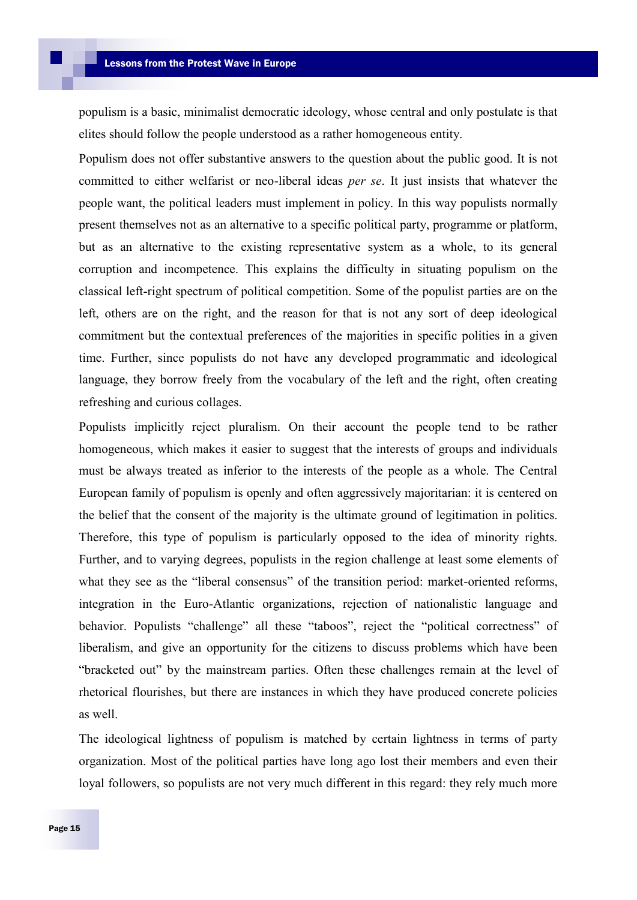populism is a basic, minimalist democratic ideology, whose central and only postulate is that elites should follow the people understood as a rather homogeneous entity.

Populism does not offer substantive answers to the question about the public good. It is not committed to either welfarist or neo-liberal ideas *per se*. It just insists that whatever the people want, the political leaders must implement in policy. In this way populists normally present themselves not as an alternative to a specific political party, programme or platform, but as an alternative to the existing representative system as a whole, to its general corruption and incompetence. This explains the difficulty in situating populism on the classical left-right spectrum of political competition. Some of the populist parties are on the left, others are on the right, and the reason for that is not any sort of deep ideological commitment but the contextual preferences of the majorities in specific polities in a given time. Further, since populists do not have any developed programmatic and ideological language, they borrow freely from the vocabulary of the left and the right, often creating refreshing and curious collages.

Populists implicitly reject pluralism. On their account the people tend to be rather homogeneous, which makes it easier to suggest that the interests of groups and individuals must be always treated as inferior to the interests of the people as a whole. The Central European family of populism is openly and often aggressively majoritarian: it is centered on the belief that the consent of the majority is the ultimate ground of legitimation in politics. Therefore, this type of populism is particularly opposed to the idea of minority rights. Further, and to varying degrees, populists in the region challenge at least some elements of what they see as the "liberal consensus" of the transition period: market-oriented reforms, integration in the Euro-Atlantic organizations, rejection of nationalistic language and behavior. Populists "challenge" all these "taboos", reject the "political correctness" of liberalism, and give an opportunity for the citizens to discuss problems which have been "bracketed out" by the mainstream parties. Often these challenges remain at the level of rhetorical flourishes, but there are instances in which they have produced concrete policies as well.

The ideological lightness of populism is matched by certain lightness in terms of party organization. Most of the political parties have long ago lost their members and even their loyal followers, so populists are not very much different in this regard: they rely much more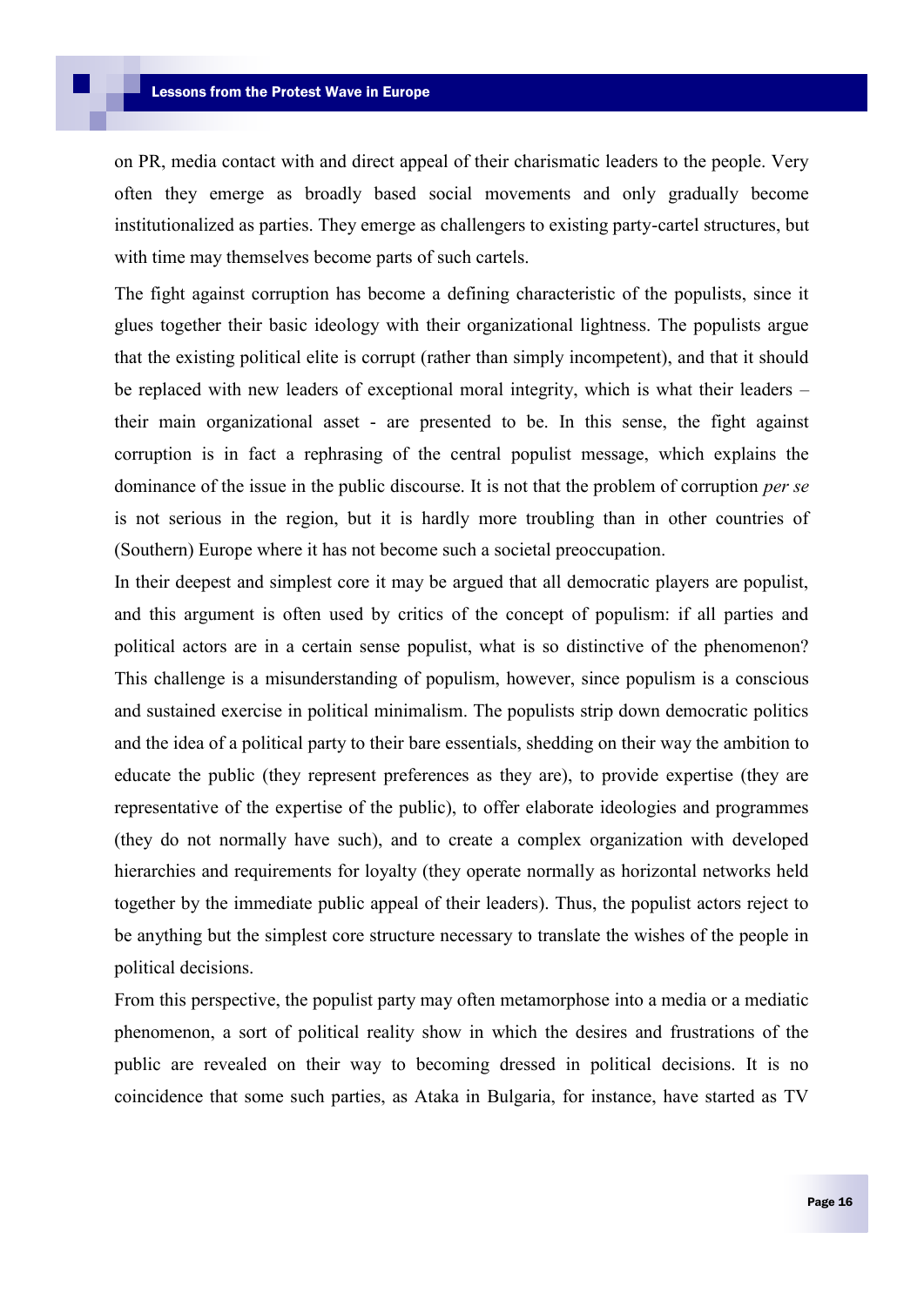on PR, media contact with and direct appeal of their charismatic leaders to the people. Very often they emerge as broadly based social movements and only gradually become institutionalized as parties. They emerge as challengers to existing party-cartel structures, but with time may themselves become parts of such cartels.

The fight against corruption has become a defining characteristic of the populists, since it glues together their basic ideology with their organizational lightness. The populists argue that the existing political elite is corrupt (rather than simply incompetent), and that it should be replaced with new leaders of exceptional moral integrity, which is what their leaders – their main organizational asset - are presented to be. In this sense, the fight against corruption is in fact a rephrasing of the central populist message, which explains the dominance of the issue in the public discourse. It is not that the problem of corruption *per se* is not serious in the region, but it is hardly more troubling than in other countries of (Southern) Europe where it has not become such a societal preoccupation.

In their deepest and simplest core it may be argued that all democratic players are populist, and this argument is often used by critics of the concept of populism: if all parties and political actors are in a certain sense populist, what is so distinctive of the phenomenon? This challenge is a misunderstanding of populism, however, since populism is a conscious and sustained exercise in political minimalism. The populists strip down democratic politics and the idea of a political party to their bare essentials, shedding on their way the ambition to educate the public (they represent preferences as they are), to provide expertise (they are representative of the expertise of the public), to offer elaborate ideologies and programmes (they do not normally have such), and to create a complex organization with developed hierarchies and requirements for loyalty (they operate normally as horizontal networks held together by the immediate public appeal of their leaders). Thus, the populist actors reject to be anything but the simplest core structure necessary to translate the wishes of the people in political decisions.

From this perspective, the populist party may often metamorphose into a media or a mediatic phenomenon, a sort of political reality show in which the desires and frustrations of the public are revealed on their way to becoming dressed in political decisions. It is no coincidence that some such parties, as Ataka in Bulgaria, for instance, have started as TV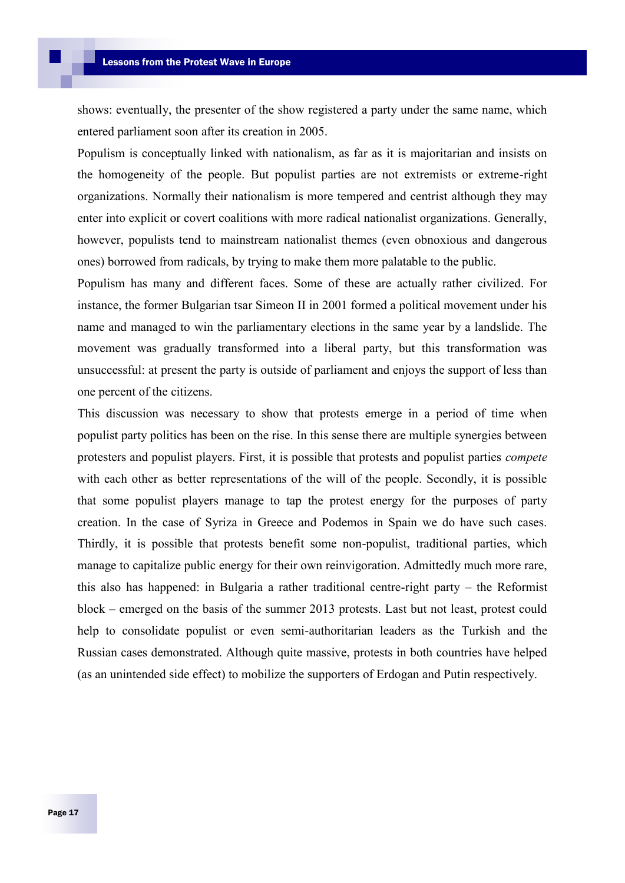shows: eventually, the presenter of the show registered a party under the same name, which entered parliament soon after its creation in 2005.

Populism is conceptually linked with nationalism, as far as it is majoritarian and insists on the homogeneity of the people. But populist parties are not extremists or extreme-right organizations. Normally their nationalism is more tempered and centrist although they may enter into explicit or covert coalitions with more radical nationalist organizations. Generally, however, populists tend to mainstream nationalist themes (even obnoxious and dangerous ones) borrowed from radicals, by trying to make them more palatable to the public.

Populism has many and different faces. Some of these are actually rather civilized. For instance, the former Bulgarian tsar Simeon II in 2001 formed a political movement under his name and managed to win the parliamentary elections in the same year by a landslide. The movement was gradually transformed into a liberal party, but this transformation was unsuccessful: at present the party is outside of parliament and enjoys the support of less than one percent of the citizens.

This discussion was necessary to show that protests emerge in a period of time when populist party politics has been on the rise. In this sense there are multiple synergies between protesters and populist players. First, it is possible that protests and populist parties *compete* with each other as better representations of the will of the people. Secondly, it is possible that some populist players manage to tap the protest energy for the purposes of party creation. In the case of Syriza in Greece and Podemos in Spain we do have such cases. Thirdly, it is possible that protests benefit some non-populist, traditional parties, which manage to capitalize public energy for their own reinvigoration. Admittedly much more rare, this also has happened: in Bulgaria a rather traditional centre-right party – the Reformist block – emerged on the basis of the summer 2013 protests. Last but not least, protest could help to consolidate populist or even semi-authoritarian leaders as the Turkish and the Russian cases demonstrated. Although quite massive, protests in both countries have helped (as an unintended side effect) to mobilize the supporters of Erdogan and Putin respectively.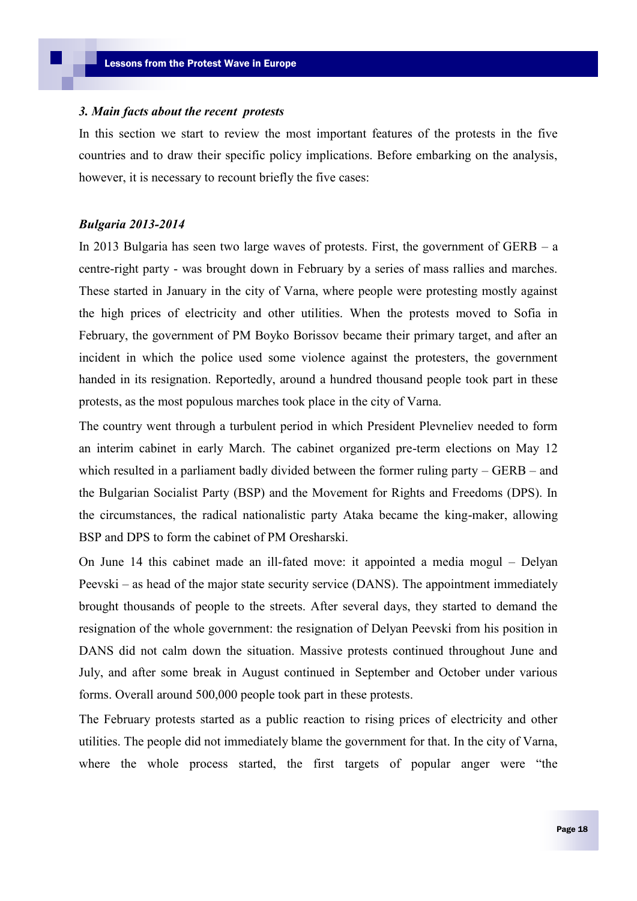### *3. Main facts about the recent protests*

In this section we start to review the most important features of the protests in the five countries and to draw their specific policy implications. Before embarking on the analysis, however, it is necessary to recount briefly the five cases:

#### *Bulgaria 2013-2014*

In 2013 Bulgaria has seen two large waves of protests. First, the government of GERB – a centre-right party - was brought down in February by a series of mass rallies and marches. These started in January in the city of Varna, where people were protesting mostly against the high prices of electricity and other utilities. When the protests moved to Sofia in February, the government of PM Boyko Borissov became their primary target, and after an incident in which the police used some violence against the protesters, the government handed in its resignation. Reportedly, around a hundred thousand people took part in these protests, as the most populous marches took place in the city of Varna.

The country went through a turbulent period in which President Plevneliev needed to form an interim cabinet in early March. The cabinet organized pre-term elections on May 12 which resulted in a parliament badly divided between the former ruling party – GERB – and the Bulgarian Socialist Party (BSP) and the Movement for Rights and Freedoms (DPS). In the circumstances, the radical nationalistic party Ataka became the king-maker, allowing BSP and DPS to form the cabinet of PM Oresharski.

On June 14 this cabinet made an ill-fated move: it appointed a media mogul – Delyan Peevski – as head of the major state security service (DANS). The appointment immediately brought thousands of people to the streets. After several days, they started to demand the resignation of the whole government: the resignation of Delyan Peevski from his position in DANS did not calm down the situation. Massive protests continued throughout June and July, and after some break in August continued in September and October under various forms. Overall around 500,000 people took part in these protests.

The February protests started as a public reaction to rising prices of electricity and other utilities. The people did not immediately blame the government for that. In the city of Varna, where the whole process started, the first targets of popular anger were “the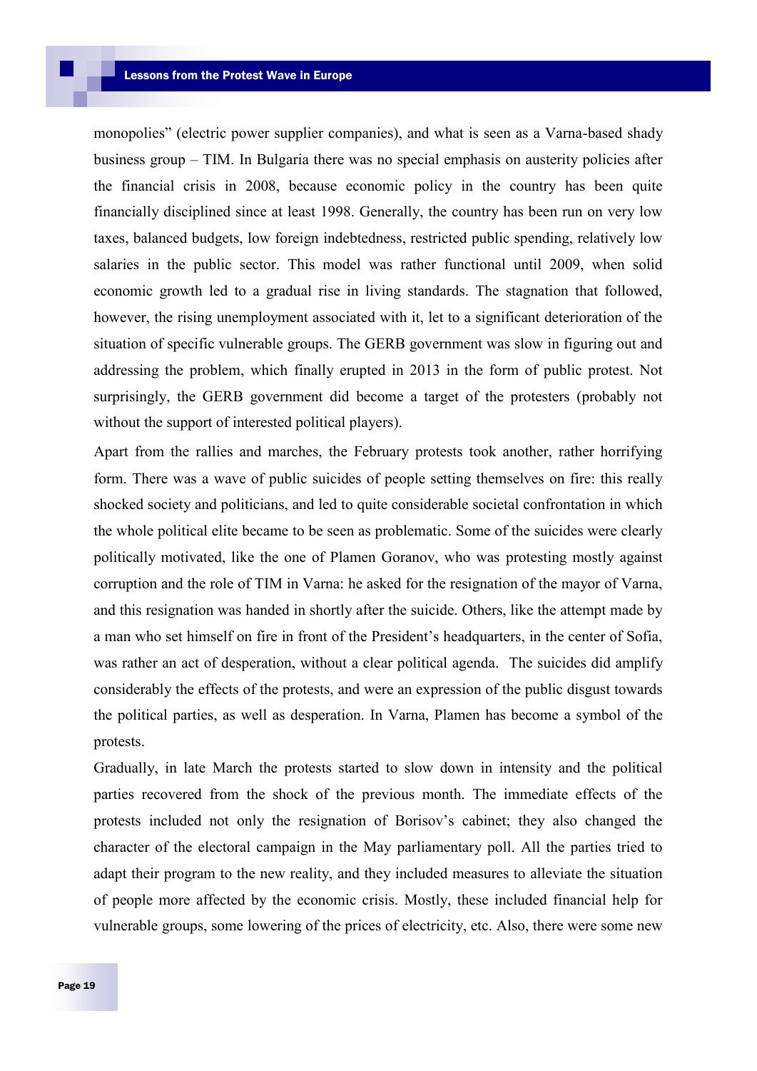monopolies" (electric power supplier companies), and what is seen as a Varna-based shady business group – TIM. In Bulgaria there was no special emphasis on austerity policies after the financial crisis in 2008, because economic policy in the country has been quite financially disciplined since at least 1998. Generally, the country has been run on very low taxes, balanced budgets, low foreign indebtedness, restricted public spending, relatively low salaries in the public sector. This model was rather functional until 2009, when solid economic growth led to a gradual rise in living standards. The stagnation that followed, however, the rising unemployment associated with it, let to a significant deterioration of the situation of specific vulnerable groups. The GERB government was slow in figuring out and addressing the problem, which finally erupted in 2013 in the form of public protest. Not surprisingly, the GERB government did become a target of the protesters (probably not without the support of interested political players).

Apart from the rallies and marches, the February protests took another, rather horrifying form. There was a wave of public suicides of people setting themselves on fire: this really shocked society and politicians, and led to quite considerable societal confrontation in which the whole political elite became to be seen as problematic. Some of the suicides were clearly politically motivated, like the one of Plamen Goranov, who was protesting mostly against corruption and the role of TIM in Varna: he asked for the resignation of the mayor of Varna, and this resignation was handed in shortly after the suicide. Others, like the attempt made by a man who set himself on fire in front of the President's headquarters, in the center of Sofia, was rather an act of desperation, without a clear political agenda. The suicides did amplify considerably the effects of the protests, and were an expression of the public disgust towards the political parties, as well as desperation. In Varna, Plamen has become a symbol of the protests.

Gradually, in late March the protests started to slow down in intensity and the political parties recovered from the shock of the previous month. The immediate effects of the protests included not only the resignation of Borisov's cabinet; they also changed the character of the electoral campaign in the May parliamentary poll. All the parties tried to adapt their program to the new reality, and they included measures to alleviate the situation of people more affected by the economic crisis. Mostly, these included financial help for vulnerable groups, some lowering of the prices of electricity, etc. Also, there were some new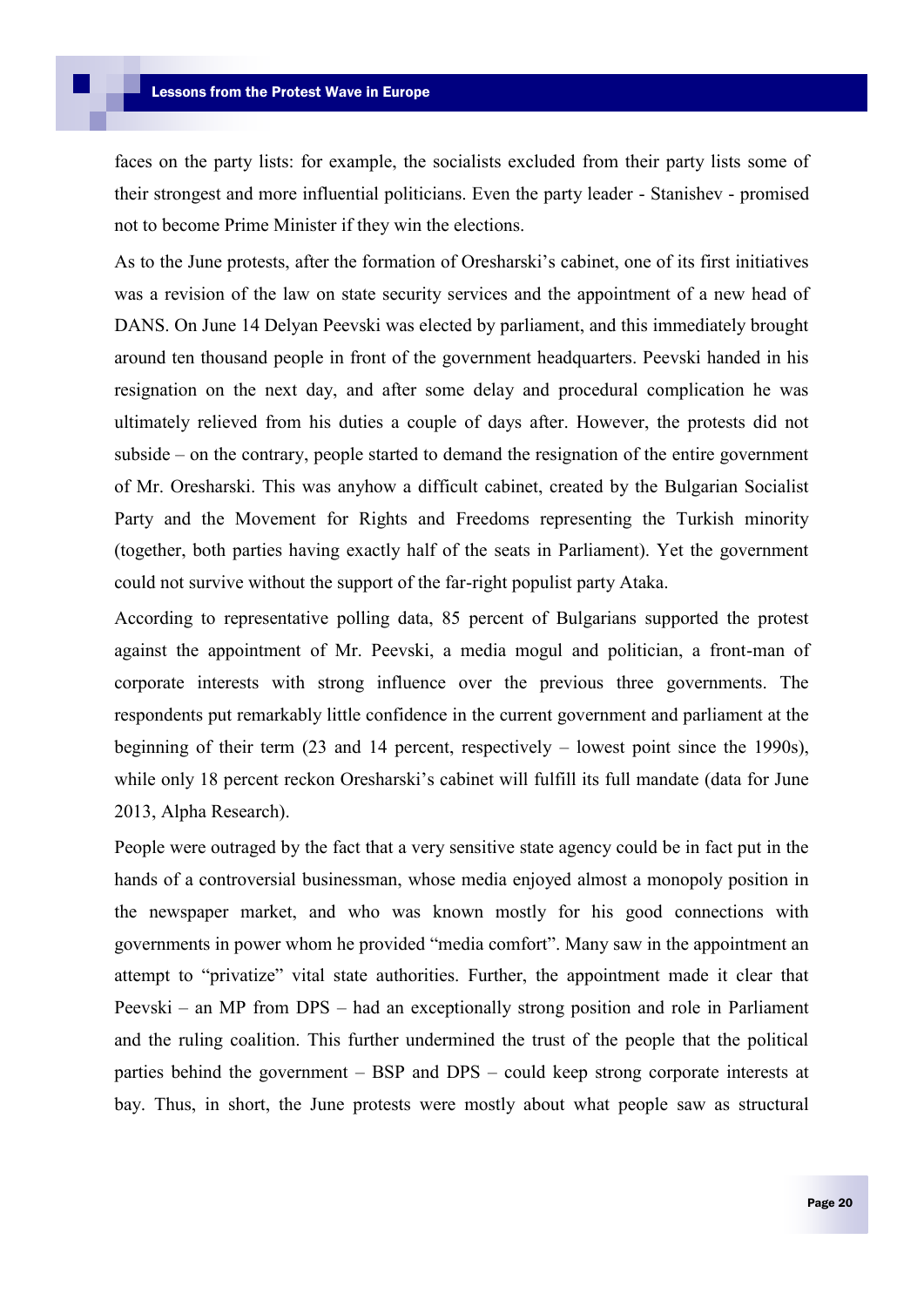faces on the party lists: for example, the socialists excluded from their party lists some of their strongest and more influential politicians. Even the party leader - Stanishev - promised not to become Prime Minister if they win the elections.

As to the June protests, after the formation of Oresharski's cabinet, one of its first initiatives was a revision of the law on state security services and the appointment of a new head of DANS. On June 14 Delyan Peevski was elected by parliament, and this immediately brought around ten thousand people in front of the government headquarters. Peevski handed in his resignation on the next day, and after some delay and procedural complication he was ultimately relieved from his duties a couple of days after. However, the protests did not subside – on the contrary, people started to demand the resignation of the entire government of Mr. Oresharski. This was anyhow a difficult cabinet, created by the Bulgarian Socialist Party and the Movement for Rights and Freedoms representing the Turkish minority (together, both parties having exactly half of the seats in Parliament). Yet the government could not survive without the support of the far-right populist party Ataka.

According to representative polling data, 85 percent of Bulgarians supported the protest against the appointment of Mr. Peevski, a media mogul and politician, a front-man of corporate interests with strong influence over the previous three governments. The respondents put remarkably little confidence in the current government and parliament at the beginning of their term (23 and 14 percent, respectively – lowest point since the 1990s), while only 18 percent reckon Oresharski's cabinet will fulfill its full mandate (data for June 2013, Alpha Research).

People were outraged by the fact that a very sensitive state agency could be in fact put in the hands of a controversial businessman, whose media enjoyed almost a monopoly position in the newspaper market, and who was known mostly for his good connections with governments in power whom he provided "media comfort". Many saw in the appointment an attempt to "privatize" vital state authorities. Further, the appointment made it clear that Peevski – an MP from DPS – had an exceptionally strong position and role in Parliament and the ruling coalition. This further undermined the trust of the people that the political parties behind the government – BSP and DPS – could keep strong corporate interests at bay. Thus, in short, the June protests were mostly about what people saw as structural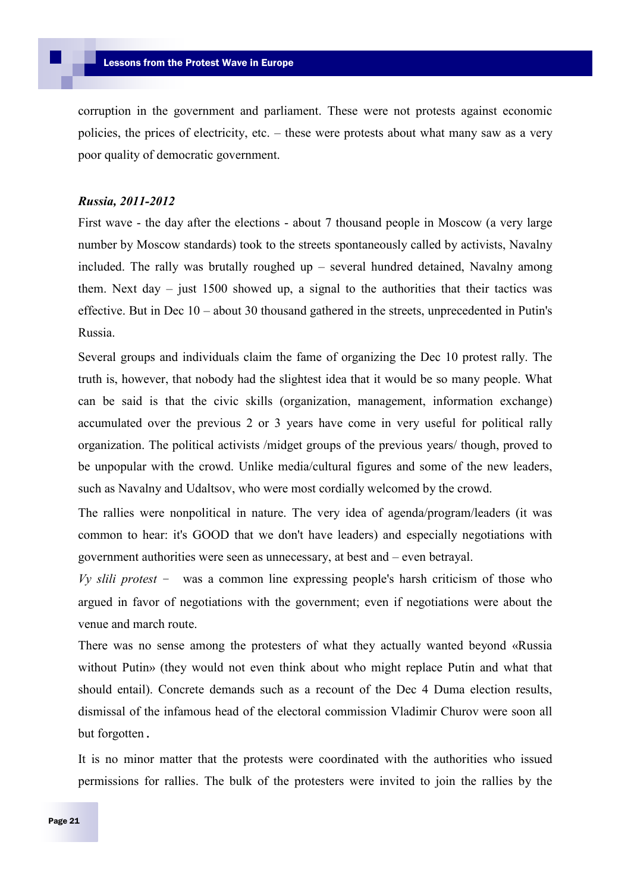corruption in the government and parliament. These were not protests against economic policies, the prices of electricity, etc. – these were protests about what many saw as a very poor quality of democratic government.

***Russia, 2011-2012***

First wave - the day after the elections - about 7 thousand people in Moscow (a very large number by Moscow standards) took to the streets spontaneously called by activists, Navalny included. The rally was brutally roughed up – several hundred detained, Navalny among them. Next day – just 1500 showed up, a signal to the authorities that their tactics was effective. But in Dec 10 – about 30 thousand gathered in the streets, unprecedented in Putin's Russia.

Several groups and individuals claim the fame of organizing the Dec 10 protest rally. The truth is, however, that nobody had the slightest idea that it would be so many people. What can be said is that the civic skills (organization, management, information exchange) accumulated over the previous 2 or 3 years have come in very useful for political rally organization. The political activists /midget groups of the previous years/ though, proved to be unpopular with the crowd. Unlike media/cultural figures and some of the new leaders, such as Navalny and Udaltsov, who were most cordially welcomed by the crowd.

The rallies were nonpolitical in nature. The very idea of agenda/program/leaders (it was common to hear: it's GOOD that we don't have leaders) and especially negotiations with government authorities were seen as unnecessary, at best and – even betrayal.

*Vy slili protest* – was a common line expressing people's harsh criticism of those who argued in favor of negotiations with the government; even if negotiations were about the venue and march route.

There was no sense among the protesters of what they actually wanted beyond «Russia without Putin» (they would not even think about who might replace Putin and what that should entail). Concrete demands such as a recount of the Dec 4 Duma election results, dismissal of the infamous head of the electoral commission Vladimir Churov were soon all but forgotten.

It is no minor matter that the protests were coordinated with the authorities who issued permissions for rallies. The bulk of the protesters were invited to join the rallies by the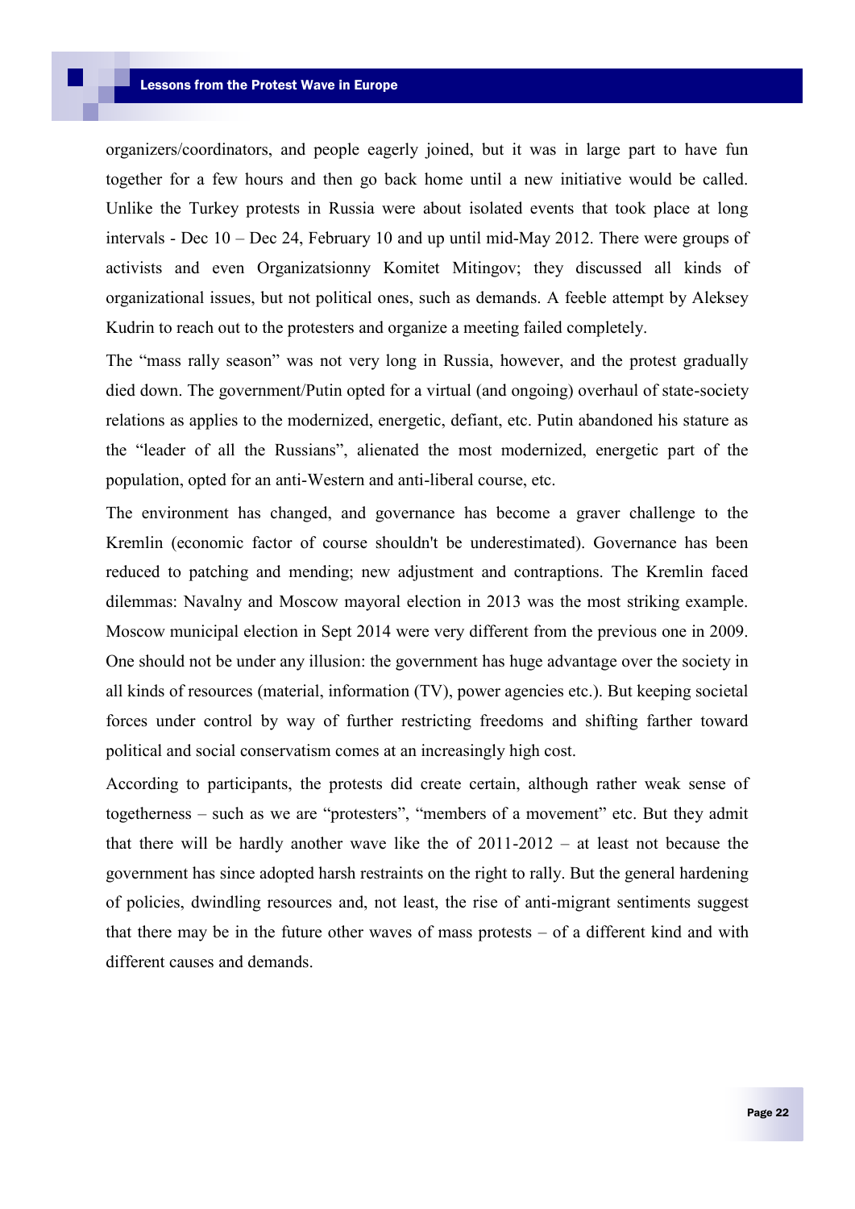organizers/coordinators, and people eagerly joined, but it was in large part to have fun together for a few hours and then go back home until a new initiative would be called. Unlike the Turkey protests in Russia were about isolated events that took place at long intervals - Dec 10 – Dec 24, February 10 and up until mid-May 2012. There were groups of activists and even Organizatsionny Komitet Mitingov; they discussed all kinds of organizational issues, but not political ones, such as demands. A feeble attempt by Aleksey Kudrin to reach out to the protesters and organize a meeting failed completely.

The "mass rally season" was not very long in Russia, however, and the protest gradually died down. The government/Putin opted for a virtual (and ongoing) overhaul of state-society relations as applies to the modernized, energetic, defiant, etc. Putin abandoned his stature as the "leader of all the Russians", alienated the most modernized, energetic part of the population, opted for an anti-Western and anti-liberal course, etc.

The environment has changed, and governance has become a graver challenge to the Kremlin (economic factor of course shouldn't be underestimated). Governance has been reduced to patching and mending; new adjustment and contraptions. The Kremlin faced dilemmas: Navalny and Moscow mayoral election in 2013 was the most striking example. Moscow municipal election in Sept 2014 were very different from the previous one in 2009. One should not be under any illusion: the government has huge advantage over the society in all kinds of resources (material, information (TV), power agencies etc.). But keeping societal forces under control by way of further restricting freedoms and shifting farther toward political and social conservatism comes at an increasingly high cost.

According to participants, the protests did create certain, although rather weak sense of togetherness – such as we are "protesters", "members of a movement" etc. But they admit that there will be hardly another wave like the of 2011-2012 – at least not because the government has since adopted harsh restraints on the right to rally. But the general hardening of policies, dwindling resources and, not least, the rise of anti-migrant sentiments suggest that there may be in the future other waves of mass protests – of a different kind and with different causes and demands.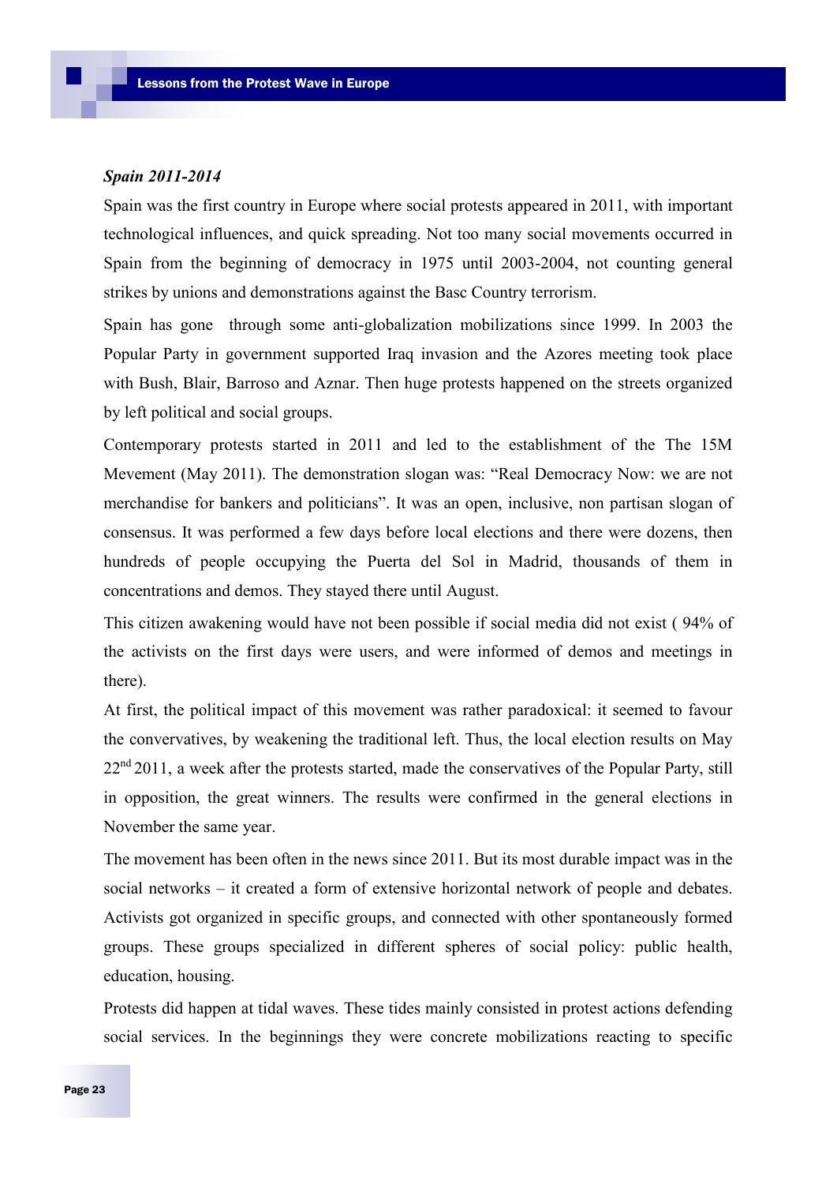***Spain 2011-2014***

Spain was the first country in Europe where social protests appeared in 2011, with important technological influences, and quick spreading. Not too many social movements occurred in Spain from the beginning of democracy in 1975 until 2003-2004, not counting general strikes by unions and demonstrations against the Basc Country terrorism.

Spain has gone through some anti-globalization mobilizations since 1999. In 2003 the Popular Party in government supported Iraq invasion and the Azores meeting took place with Bush, Blair, Barroso and Aznar. Then huge protests happened on the streets organized by left political and social groups.

Contemporary protests started in 2011 and led to the establishment of the The 15M Mevement (May 2011). The demonstration slogan was: "Real Democracy Now: we are not merchandise for bankers and politicians". It was an open, inclusive, non partisan slogan of consensus. It was performed a few days before local elections and there were dozens, then hundreds of people occupying the Puerta del Sol in Madrid, thousands of them in concentrations and demos. They stayed there until August.

This citizen awakening would have not been possible if social media did not exist ( 94% of the activists on the first days were users, and were informed of demos and meetings in there).

At first, the political impact of this movement was rather paradoxical: it seemed to favour the convervatives, by weakening the traditional left. Thus, the local election results on May 22nd 2011, a week after the protests started, made the conservatives of the Popular Party, still in opposition, the great winners. The results were confirmed in the general elections in November the same year.

The movement has been often in the news since 2011. But its most durable impact was in the social networks – it created a form of extensive horizontal network of people and debates. Activists got organized in specific groups, and connected with other spontaneously formed groups. These groups specialized in different spheres of social policy: public health, education, housing.

Protests did happen at tidal waves. These tides mainly consisted in protest actions defending social services. In the beginnings they were concrete mobilizations reacting to specific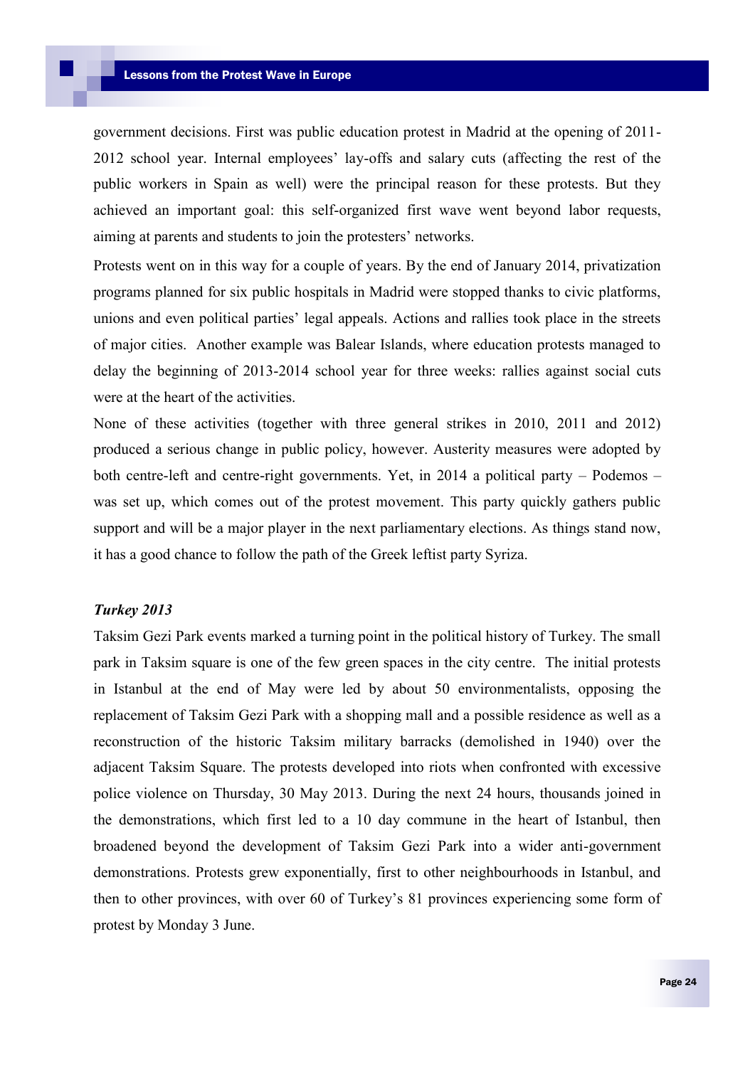government decisions. First was public education protest in Madrid at the opening of 2011-2012 school year. Internal employees' lay-offs and salary cuts (affecting the rest of the public workers in Spain as well) were the principal reason for these protests. But they achieved an important goal: this self-organized first wave went beyond labor requests, aiming at parents and students to join the protesters' networks.

Protests went on in this way for a couple of years. By the end of January 2014, privatization programs planned for six public hospitals in Madrid were stopped thanks to civic platforms, unions and even political parties' legal appeals. Actions and rallies took place in the streets of major cities. Another example was Balear Islands, where education protests managed to delay the beginning of 2013-2014 school year for three weeks: rallies against social cuts were at the heart of the activities.

None of these activities (together with three general strikes in 2010, 2011 and 2012) produced a serious change in public policy, however. Austerity measures were adopted by both centre-left and centre-right governments. Yet, in 2014 a political party – Podemos – was set up, which comes out of the protest movement. This party quickly gathers public support and will be a major player in the next parliamentary elections. As things stand now, it has a good chance to follow the path of the Greek leftist party Syriza.

***Turkey 2013***

Taksim Gezi Park events marked a turning point in the political history of Turkey. The small park in Taksim square is one of the few green spaces in the city centre. The initial protests in Istanbul at the end of May were led by about 50 environmentalists, opposing the replacement of Taksim Gezi Park with a shopping mall and a possible residence as well as a reconstruction of the historic Taksim military barracks (demolished in 1940) over the adjacent Taksim Square. The protests developed into riots when confronted with excessive police violence on Thursday, 30 May 2013. During the next 24 hours, thousands joined in the demonstrations, which first led to a 10 day commune in the heart of Istanbul, then broadened beyond the development of Taksim Gezi Park into a wider anti-government demonstrations. Protests grew exponentially, first to other neighbourhoods in Istanbul, and then to other provinces, with over 60 of Turkey's 81 provinces experiencing some form of protest by Monday 3 June.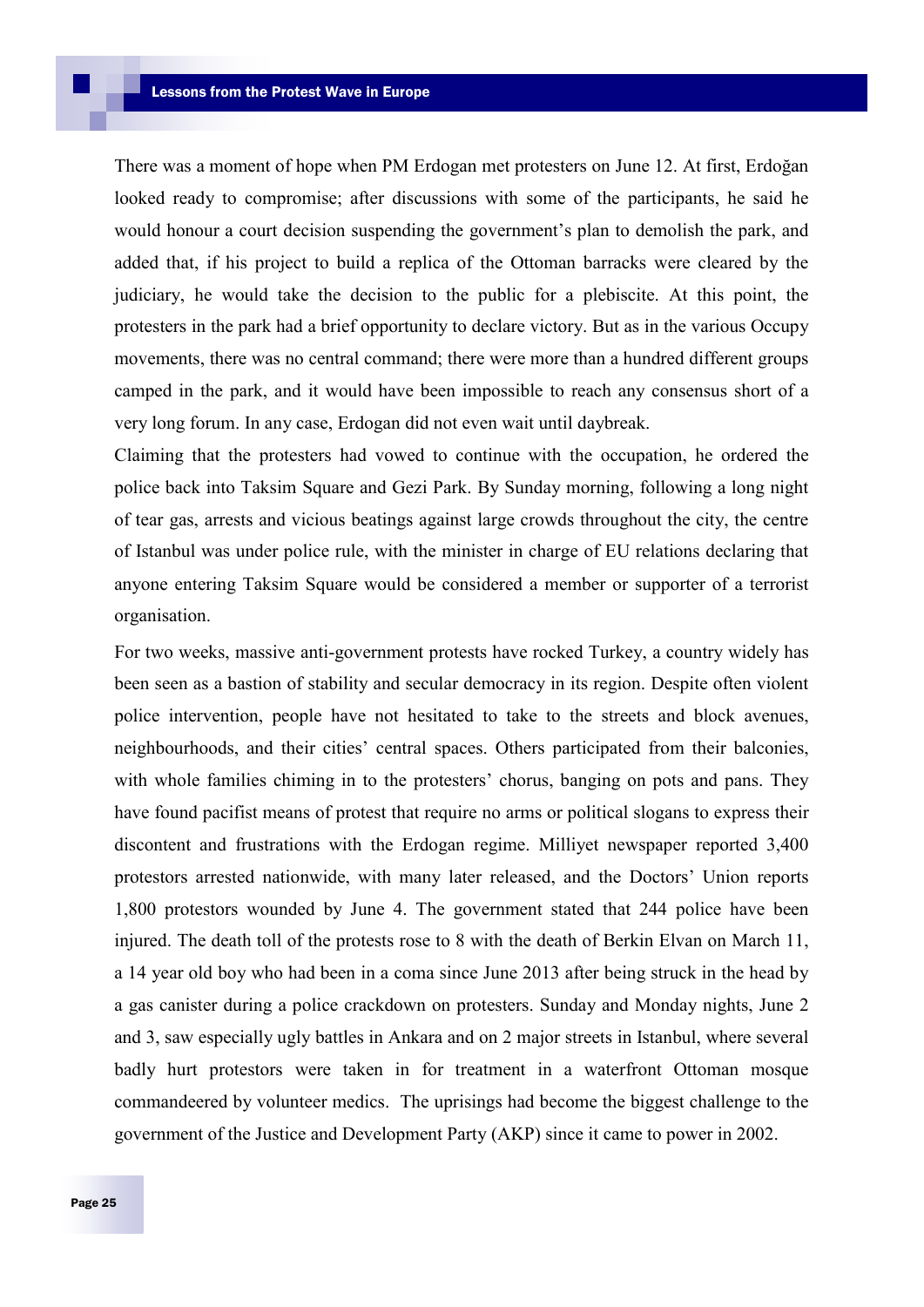There was a moment of hope when PM Erdogan met protesters on June 12. At first, Erdoğan looked ready to compromise; after discussions with some of the participants, he said he would honour a court decision suspending the government's plan to demolish the park, and added that, if his project to build a replica of the Ottoman barracks were cleared by the judiciary, he would take the decision to the public for a plebiscite. At this point, the protesters in the park had a brief opportunity to declare victory. But as in the various Occupy movements, there was no central command; there were more than a hundred different groups camped in the park, and it would have been impossible to reach any consensus short of a very long forum. In any case, Erdogan did not even wait until daybreak.

Claiming that the protesters had vowed to continue with the occupation, he ordered the police back into Taksim Square and Gezi Park. By Sunday morning, following a long night of tear gas, arrests and vicious beatings against large crowds throughout the city, the centre of Istanbul was under police rule, with the minister in charge of EU relations declaring that anyone entering Taksim Square would be considered a member or supporter of a terrorist organisation.

For two weeks, massive anti-government protests have rocked Turkey, a country widely has been seen as a bastion of stability and secular democracy in its region. Despite often violent police intervention, people have not hesitated to take to the streets and block avenues, neighbourhoods, and their cities' central spaces. Others participated from their balconies, with whole families chiming in to the protesters' chorus, banging on pots and pans. They have found pacifist means of protest that require no arms or political slogans to express their discontent and frustrations with the Erdogan regime. Milliyet newspaper reported 3,400 protestors arrested nationwide, with many later released, and the Doctors' Union reports 1,800 protestors wounded by June 4. The government stated that 244 police have been injured. The death toll of the protests rose to 8 with the death of Berkin Elvan on March 11, a 14 year old boy who had been in a coma since June 2013 after being struck in the head by a gas canister during a police crackdown on protesters. Sunday and Monday nights, June 2 and 3, saw especially ugly battles in Ankara and on 2 major streets in Istanbul, where several badly hurt protestors were taken in for treatment in a waterfront Ottoman mosque commandeered by volunteer medics. The uprisings had become the biggest challenge to the government of the Justice and Development Party (AKP) since it came to power in 2002.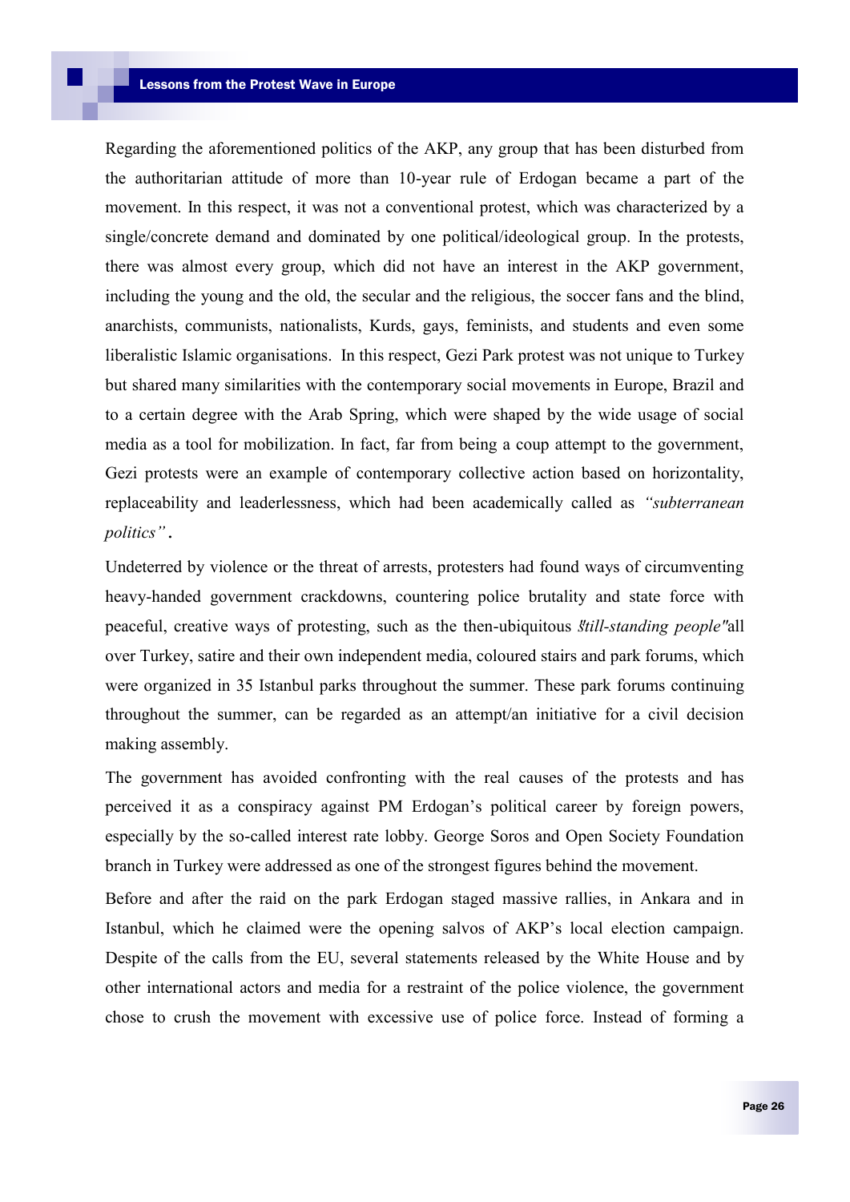Regarding the aforementioned politics of the AKP, any group that has been disturbed from the authoritarian attitude of more than 10-year rule of Erdogan became a part of the movement. In this respect, it was not a conventional protest, which was characterized by a single/concrete demand and dominated by one political/ideological group. In the protests, there was almost every group, which did not have an interest in the AKP government, including the young and the old, the secular and the religious, the soccer fans and the blind, anarchists, communists, nationalists, Kurds, gays, feminists, and students and even some liberalistic Islamic organisations. In this respect, Gezi Park protest was not unique to Turkey but shared many similarities with the contemporary social movements in Europe, Brazil and to a certain degree with the Arab Spring, which were shaped by the wide usage of social media as a tool for mobilization. In fact, far from being a coup attempt to the government, Gezi protests were an example of contemporary collective action based on horizontality, replaceability and leaderlessness, which had been academically called as *"subterranean politics"*.

Undeterred by violence or the threat of arrests, protesters had found ways of circumventing heavy-handed government crackdowns, countering police brutality and state force with peaceful, creative ways of protesting, such as the then-ubiquitous *"still-standing people"* all over Turkey, satire and their own independent media, coloured stairs and park forums, which were organized in 35 Istanbul parks throughout the summer. These park forums continuing throughout the summer, can be regarded as an attempt/an initiative for a civil decision making assembly.

The government has avoided confronting with the real causes of the protests and has perceived it as a conspiracy against PM Erdogan's political career by foreign powers, especially by the so-called interest rate lobby. George Soros and Open Society Foundation branch in Turkey were addressed as one of the strongest figures behind the movement.

Before and after the raid on the park Erdogan staged massive rallies, in Ankara and in Istanbul, which he claimed were the opening salvos of AKP's local election campaign. Despite of the calls from the EU, several statements released by the White House and by other international actors and media for a restraint of the police violence, the government chose to crush the movement with excessive use of police force. Instead of forming a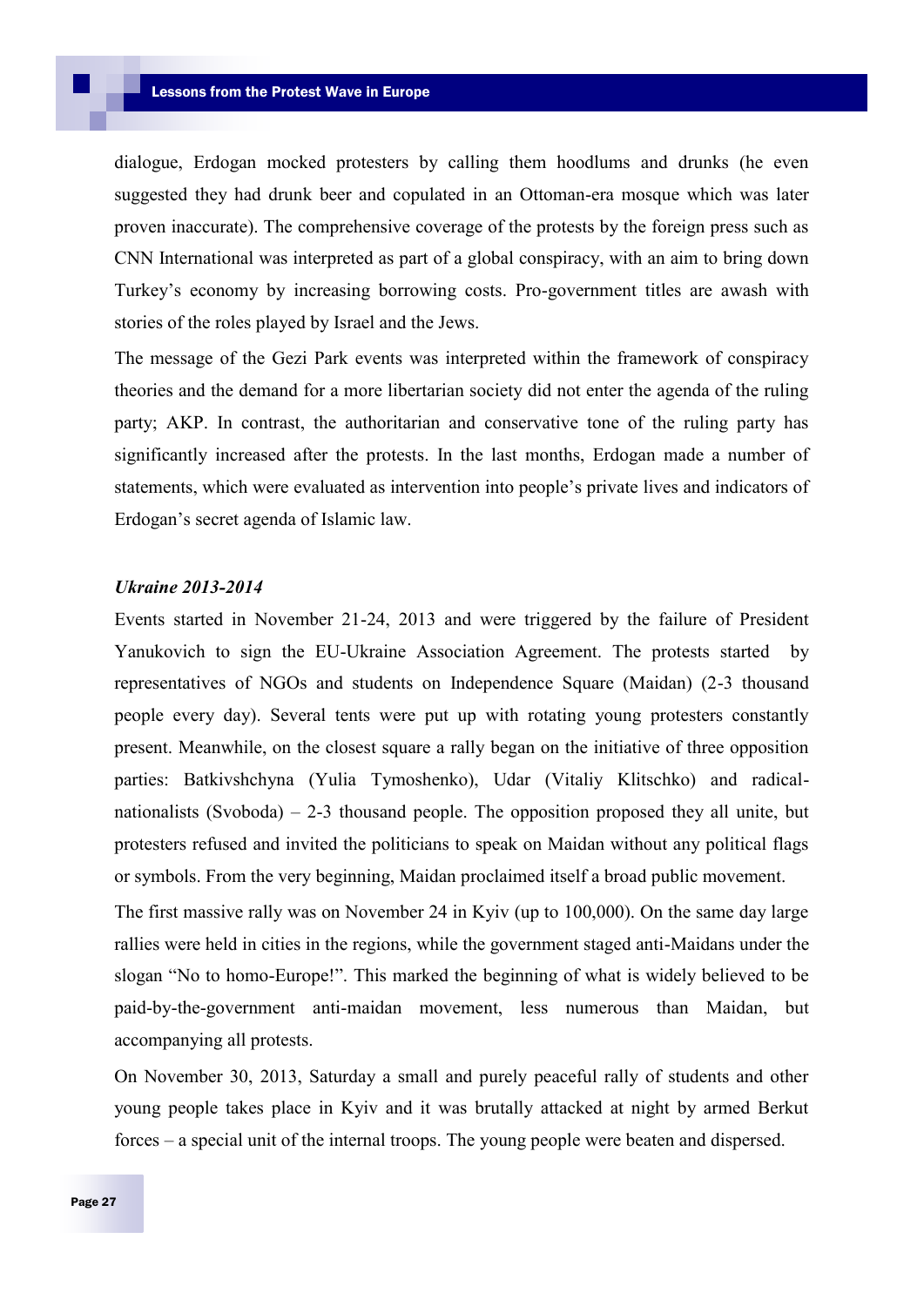dialogue, Erdogan mocked protesters by calling them hoodlums and drunks (he even suggested they had drunk beer and copulated in an Ottoman-era mosque which was later proven inaccurate). The comprehensive coverage of the protests by the foreign press such as CNN International was interpreted as part of a global conspiracy, with an aim to bring down Turkey's economy by increasing borrowing costs. Pro-government titles are awash with stories of the roles played by Israel and the Jews.

The message of the Gezi Park events was interpreted within the framework of conspiracy theories and the demand for a more libertarian society did not enter the agenda of the ruling party; AKP. In contrast, the authoritarian and conservative tone of the ruling party has significantly increased after the protests. In the last months, Erdogan made a number of statements, which were evaluated as intervention into people's private lives and indicators of Erdogan's secret agenda of Islamic law.

### *Ukraine 2013-2014*

Events started in November 21-24, 2013 and were triggered by the failure of President Yanukovich to sign the EU-Ukraine Association Agreement. The protests started by representatives of NGOs and students on Independence Square (Maidan) (2-3 thousand people every day). Several tents were put up with rotating young protesters constantly present. Meanwhile, on the closest square a rally began on the initiative of three opposition parties: Batkivshchyna (Yulia Tymoshenko), Udar (Vitaliy Klitschko) and radical-nationalists (Svoboda) – 2-3 thousand people. The opposition proposed they all unite, but protesters refused and invited the politicians to speak on Maidan without any political flags or symbols. From the very beginning, Maidan proclaimed itself a broad public movement.

The first massive rally was on November 24 in Kyiv (up to 100,000). On the same day large rallies were held in cities in the regions, while the government staged anti-Maidans under the slogan "No to homo-Europe!". This marked the beginning of what is widely believed to be paid-by-the-government anti-maidan movement, less numerous than Maidan, but accompanying all protests.

On November 30, 2013, Saturday a small and purely peaceful rally of students and other young people takes place in Kyiv and it was brutally attacked at night by armed Berkut forces – a special unit of the internal troops. The young people were beaten and dispersed.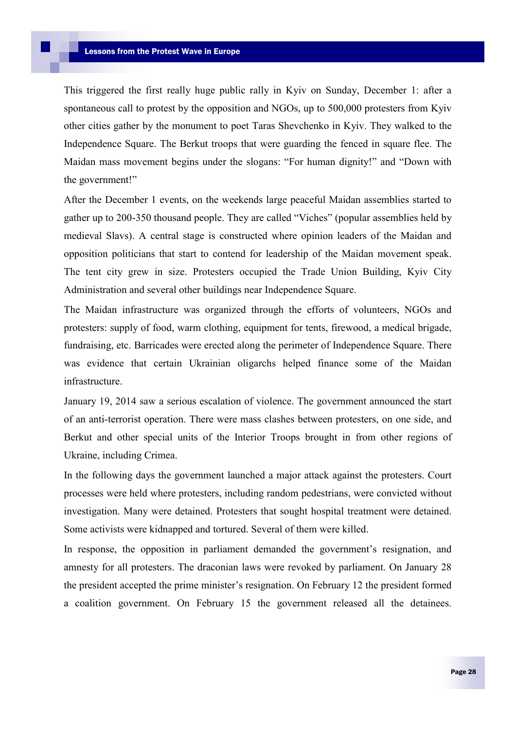This triggered the first really huge public rally in Kyiv on Sunday, December 1: after a spontaneous call to protest by the opposition and NGOs, up to 500,000 protesters from Kyiv other cities gather by the monument to poet Taras Shevchenko in Kyiv. They walked to the Independence Square. The Berkut troops that were guarding the fenced in square flee. The Maidan mass movement begins under the slogans: “For human dignity!” and “Down with the government!”

After the December 1 events, on the weekends large peaceful Maidan assemblies started to gather up to 200-350 thousand people. They are called “Viches” (popular assemblies held by medieval Slavs). A central stage is constructed where opinion leaders of the Maidan and opposition politicians that start to contend for leadership of the Maidan movement speak. The tent city grew in size. Protesters occupied the Trade Union Building, Kyiv City Administration and several other buildings near Independence Square.

The Maidan infrastructure was organized through the efforts of volunteers, NGOs and protesters: supply of food, warm clothing, equipment for tents, firewood, a medical brigade, fundraising, etc. Barricades were erected along the perimeter of Independence Square. There was evidence that certain Ukrainian oligarchs helped finance some of the Maidan infrastructure.

January 19, 2014 saw a serious escalation of violence. The government announced the start of an anti-terrorist operation. There were mass clashes between protesters, on one side, and Berkut and other special units of the Interior Troops brought in from other regions of Ukraine, including Crimea.

In the following days the government launched a major attack against the protesters. Court processes were held where protesters, including random pedestrians, were convicted without investigation. Many were detained. Protesters that sought hospital treatment were detained. Some activists were kidnapped and tortured. Several of them were killed.

In response, the opposition in parliament demanded the government’s resignation, and amnesty for all protesters. The draconian laws were revoked by parliament. On January 28 the president accepted the prime minister’s resignation. On February 12 the president formed a coalition government. On February 15 the government released all the detainees.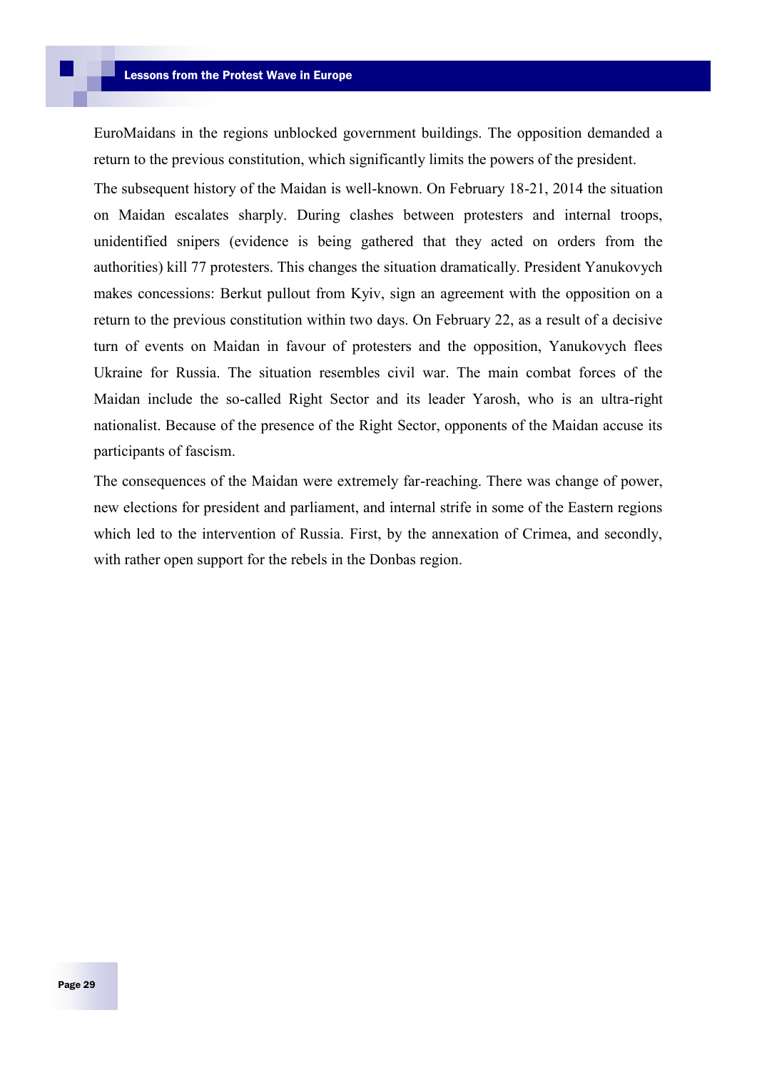EuroMaidans in the regions unblocked government buildings. The opposition demanded a return to the previous constitution, which significantly limits the powers of the president.

The subsequent history of the Maidan is well-known. On February 18-21, 2014 the situation on Maidan escalates sharply. During clashes between protesters and internal troops, unidentified snipers (evidence is being gathered that they acted on orders from the authorities) kill 77 protesters. This changes the situation dramatically. President Yanukovych makes concessions: Berkut pullout from Kyiv, sign an agreement with the opposition on a return to the previous constitution within two days. On February 22, as a result of a decisive turn of events on Maidan in favour of protesters and the opposition, Yanukovych flees Ukraine for Russia. The situation resembles civil war. The main combat forces of the Maidan include the so-called Right Sector and its leader Yarosh, who is an ultra-right nationalist. Because of the presence of the Right Sector, opponents of the Maidan accuse its participants of fascism.

The consequences of the Maidan were extremely far-reaching. There was change of power, new elections for president and parliament, and internal strife in some of the Eastern regions which led to the intervention of Russia. First, by the annexation of Crimea, and secondly, with rather open support for the rebels in the Donbas region.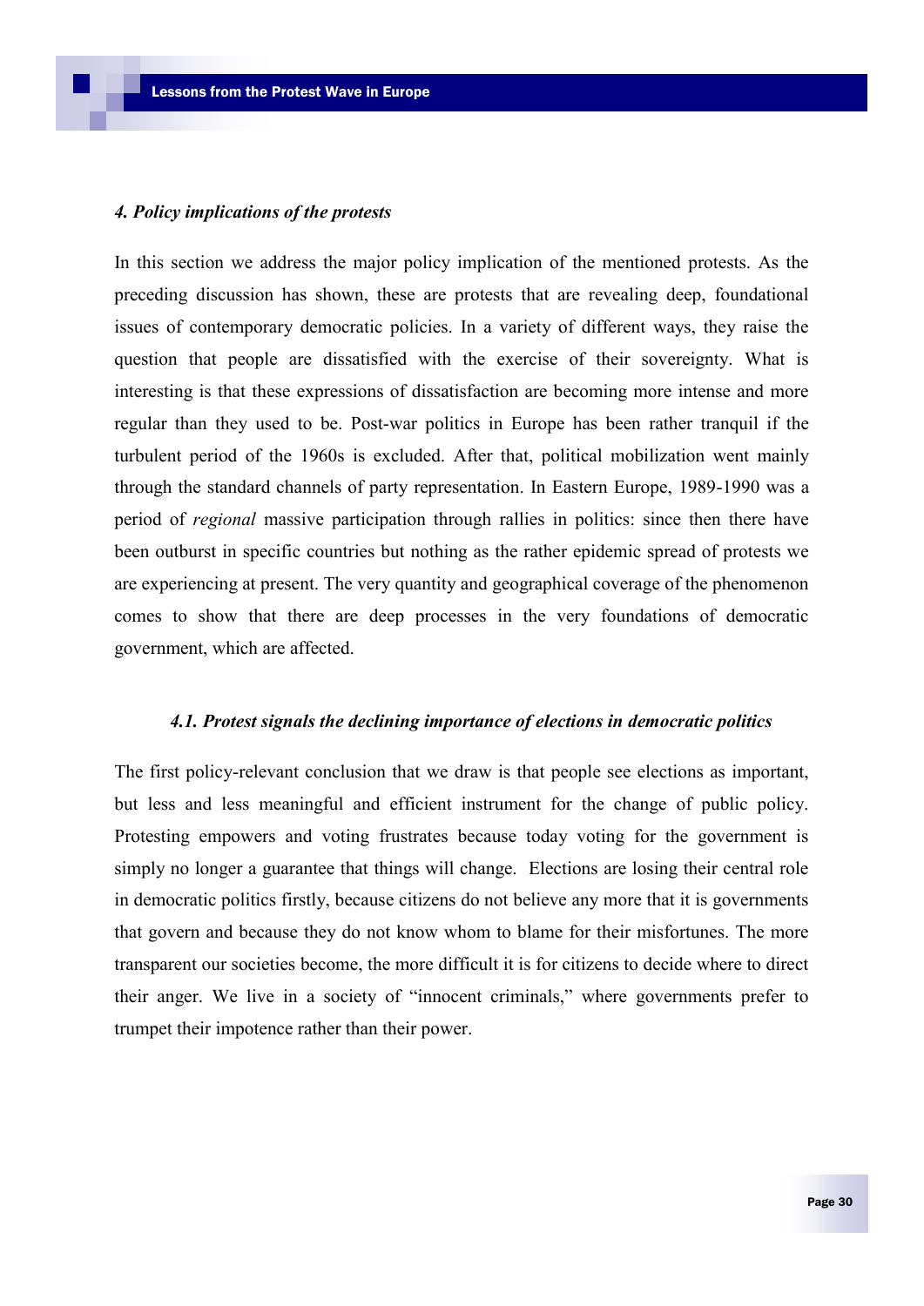## *4. Policy implications of the protests*

In this section we address the major policy implication of the mentioned protests. As the preceding discussion has shown, these are protests that are revealing deep, foundational issues of contemporary democratic policies. In a variety of different ways, they raise the question that people are dissatisfied with the exercise of their sovereignty. What is interesting is that these expressions of dissatisfaction are becoming more intense and more regular than they used to be. Post-war politics in Europe has been rather tranquil if the turbulent period of the 1960s is excluded. After that, political mobilization went mainly through the standard channels of party representation. In Eastern Europe, 1989-1990 was a period of *regional* massive participation through rallies in politics: since then there have been outburst in specific countries but nothing as the rather epidemic spread of protests we are experiencing at present. The very quantity and geographical coverage of the phenomenon comes to show that there are deep processes in the very foundations of democratic government, which are affected.

### *4.1. Protest signals the declining importance of elections in democratic politics*

The first policy-relevant conclusion that we draw is that people see elections as important, but less and less meaningful and efficient instrument for the change of public policy. Protesting empowers and voting frustrates because today voting for the government is simply no longer a guarantee that things will change. Elections are losing their central role in democratic politics firstly, because citizens do not believe any more that it is governments that govern and because they do not know whom to blame for their misfortunes. The more transparent our societies become, the more difficult it is for citizens to decide where to direct their anger. We live in a society of "innocent criminals," where governments prefer to trumpet their impotence rather than their power.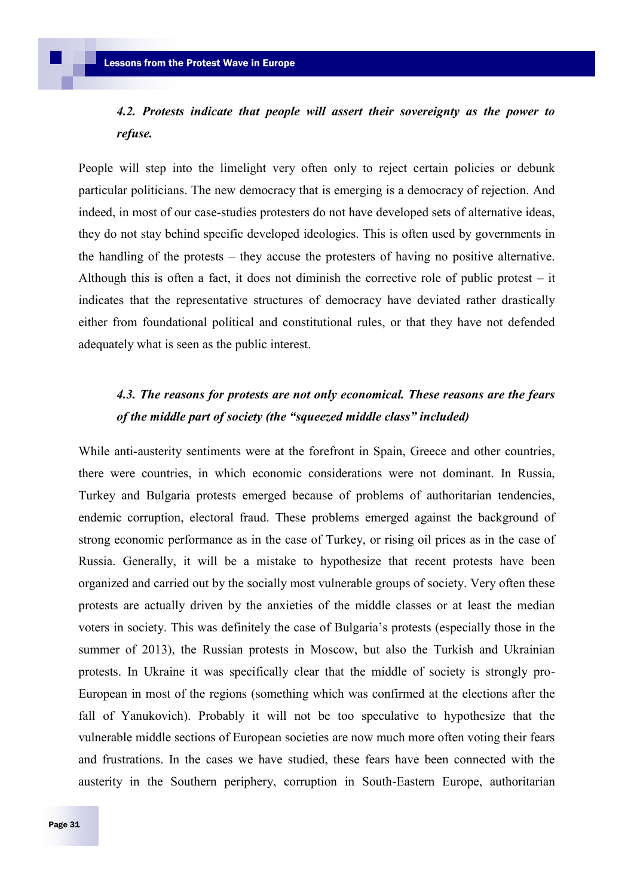### *4.2. Protests indicate that people will assert their sovereignty as the power to refuse.*

People will step into the limelight very often only to reject certain policies or debunk particular politicians. The new democracy that is emerging is a democracy of rejection. And indeed, in most of our case-studies protesters do not have developed sets of alternative ideas, they do not stay behind specific developed ideologies. This is often used by governments in the handling of the protests – they accuse the protesters of having no positive alternative. Although this is often a fact, it does not diminish the corrective role of public protest – it indicates that the representative structures of democracy have deviated rather drastically either from foundational political and constitutional rules, or that they have not defended adequately what is seen as the public interest.

### *4.3. The reasons for protests are not only economical. These reasons are the fears of the middle part of society (the "squeezed middle class" included)*

While anti-austerity sentiments were at the forefront in Spain, Greece and other countries, there were countries, in which economic considerations were not dominant. In Russia, Turkey and Bulgaria protests emerged because of problems of authoritarian tendencies, endemic corruption, electoral fraud. These problems emerged against the background of strong economic performance as in the case of Turkey, or rising oil prices as in the case of Russia. Generally, it will be a mistake to hypothesize that recent protests have been organized and carried out by the socially most vulnerable groups of society. Very often these protests are actually driven by the anxieties of the middle classes or at least the median voters in society. This was definitely the case of Bulgaria's protests (especially those in the summer of 2013), the Russian protests in Moscow, but also the Turkish and Ukrainian protests. In Ukraine it was specifically clear that the middle of society is strongly pro-European in most of the regions (something which was confirmed at the elections after the fall of Yanukovich). Probably it will not be too speculative to hypothesize that the vulnerable middle sections of European societies are now much more often voting their fears and frustrations. In the cases we have studied, these fears have been connected with the austerity in the Southern periphery, corruption in South-Eastern Europe, authoritarian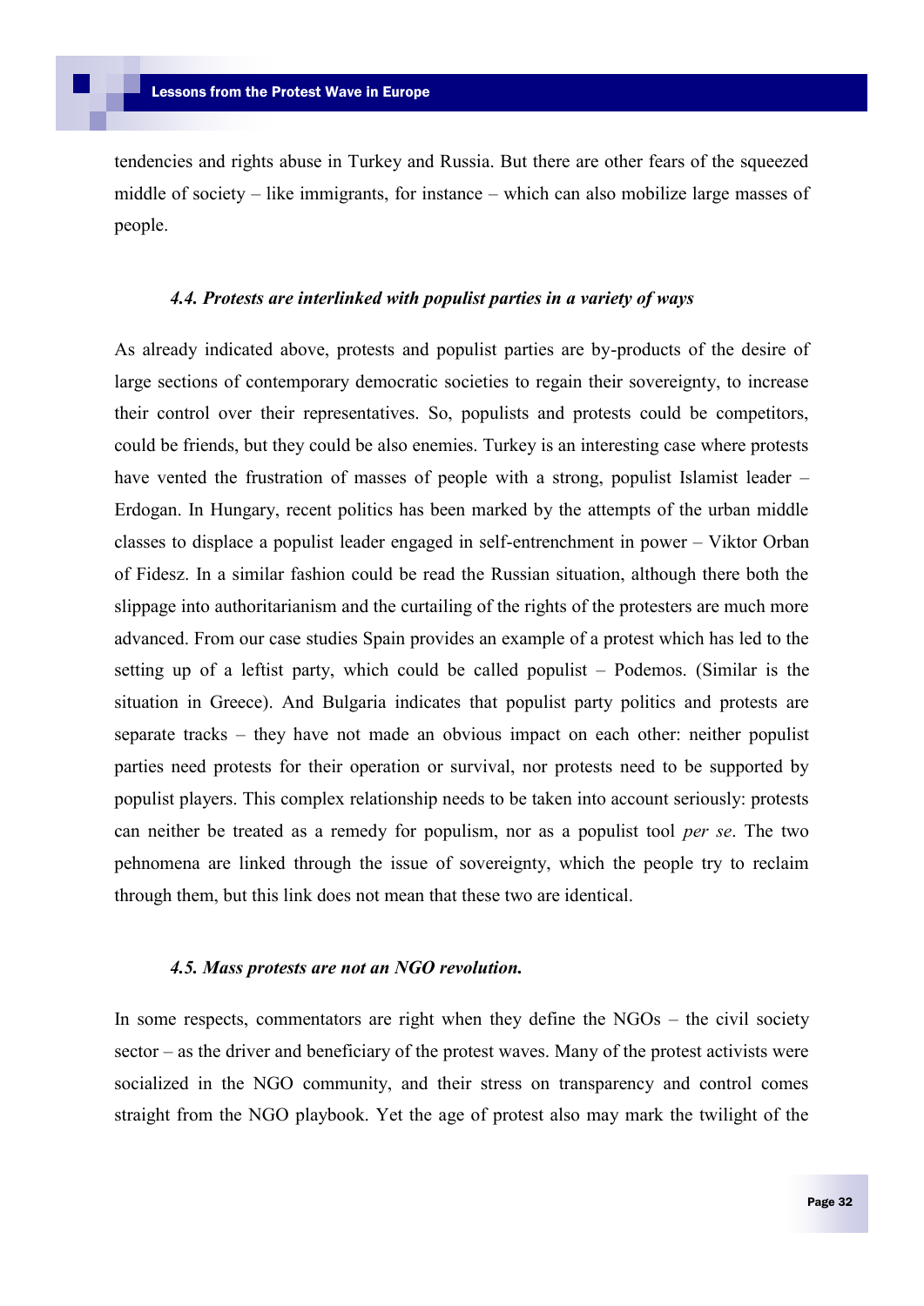tendencies and rights abuse in Turkey and Russia. But there are other fears of the squeezed middle of society – like immigrants, for instance – which can also mobilize large masses of people.

#### *4.4. Protests are interlinked with populist parties in a variety of ways*

As already indicated above, protests and populist parties are by-products of the desire of large sections of contemporary democratic societies to regain their sovereignty, to increase their control over their representatives. So, populists and protests could be competitors, could be friends, but they could be also enemies. Turkey is an interesting case where protests have vented the frustration of masses of people with a strong, populist Islamist leader – Erdogan. In Hungary, recent politics has been marked by the attempts of the urban middle classes to displace a populist leader engaged in self-entrenchment in power – Viktor Orban of Fidesz. In a similar fashion could be read the Russian situation, although there both the slippage into authoritarianism and the curtailing of the rights of the protesters are much more advanced. From our case studies Spain provides an example of a protest which has led to the setting up of a leftist party, which could be called populist – Podemos. (Similar is the situation in Greece). And Bulgaria indicates that populist party politics and protests are separate tracks – they have not made an obvious impact on each other: neither populist parties need protests for their operation or survival, nor protests need to be supported by populist players. This complex relationship needs to be taken into account seriously: protests can neither be treated as a remedy for populism, nor as a populist tool *per se*. The two pehnomena are linked through the issue of sovereignty, which the people try to reclaim through them, but this link does not mean that these two are identical.

#### *4.5. Mass protests are not an NGO revolution.*

In some respects, commentators are right when they define the NGOs – the civil society sector – as the driver and beneficiary of the protest waves. Many of the protest activists were socialized in the NGO community, and their stress on transparency and control comes straight from the NGO playbook. Yet the age of protest also may mark the twilight of the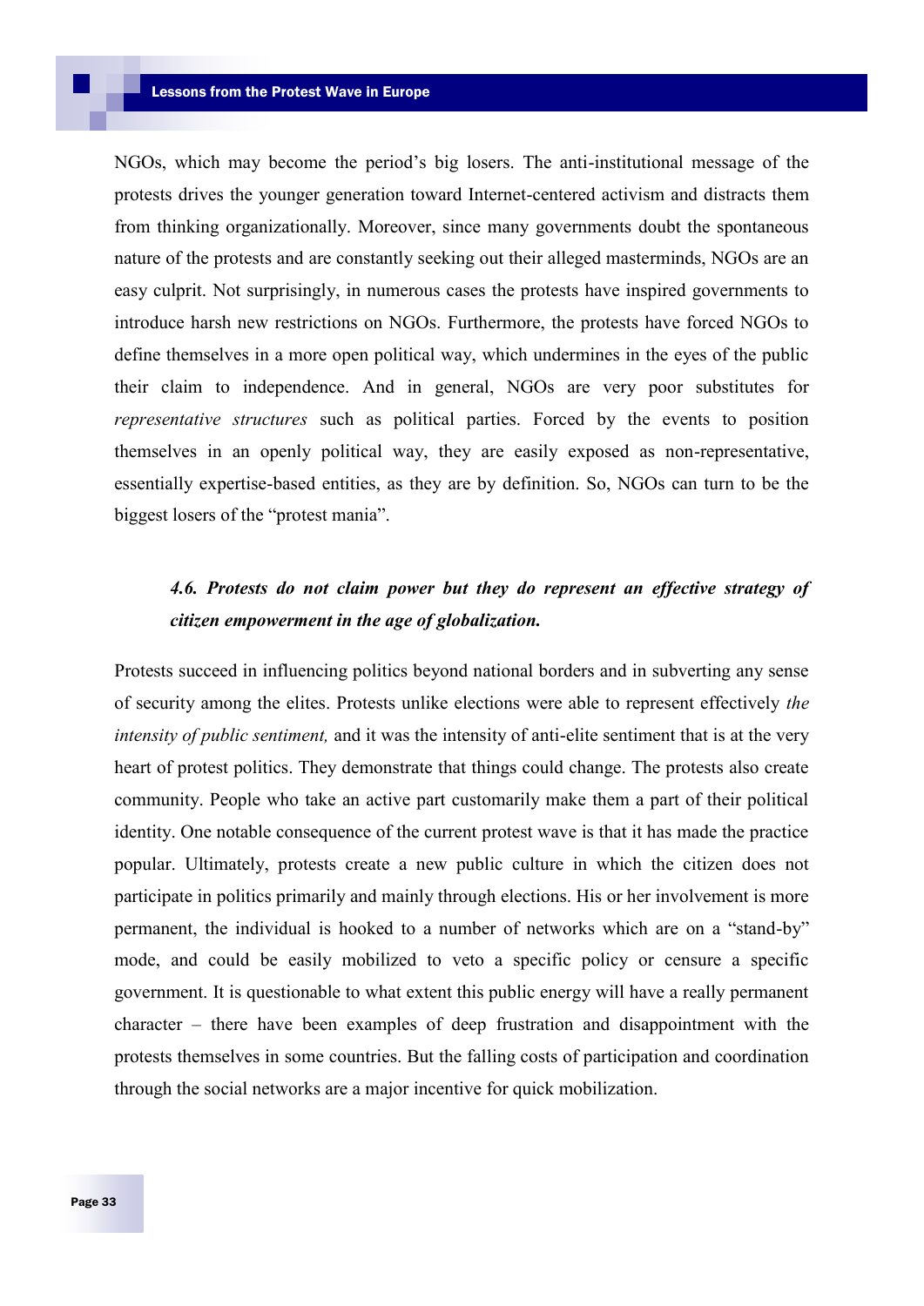NGOs, which may become the period's big losers. The anti-institutional message of the protests drives the younger generation toward Internet-centered activism and distracts them from thinking organizationally. Moreover, since many governments doubt the spontaneous nature of the protests and are constantly seeking out their alleged masterminds, NGOs are an easy culprit. Not surprisingly, in numerous cases the protests have inspired governments to introduce harsh new restrictions on NGOs. Furthermore, the protests have forced NGOs to define themselves in a more open political way, which undermines in the eyes of the public their claim to independence. And in general, NGOs are very poor substitutes for *representative structures* such as political parties. Forced by the events to position themselves in an openly political way, they are easily exposed as non-representative, essentially expertise-based entities, as they are by definition. So, NGOs can turn to be the biggest losers of the "protest mania".

### *4.6. Protests do not claim power but they do represent an effective strategy of citizen empowerment in the age of globalization.*

Protests succeed in influencing politics beyond national borders and in subverting any sense of security among the elites. Protests unlike elections were able to represent effectively *the intensity of public sentiment,* and it was the intensity of anti-elite sentiment that is at the very heart of protest politics. They demonstrate that things could change. The protests also create community. People who take an active part customarily make them a part of their political identity. One notable consequence of the current protest wave is that it has made the practice popular. Ultimately, protests create a new public culture in which the citizen does not participate in politics primarily and mainly through elections. His or her involvement is more permanent, the individual is hooked to a number of networks which are on a "stand-by" mode, and could be easily mobilized to veto a specific policy or censure a specific government. It is questionable to what extent this public energy will have a really permanent character – there have been examples of deep frustration and disappointment with the protests themselves in some countries. But the falling costs of participation and coordination through the social networks are a major incentive for quick mobilization.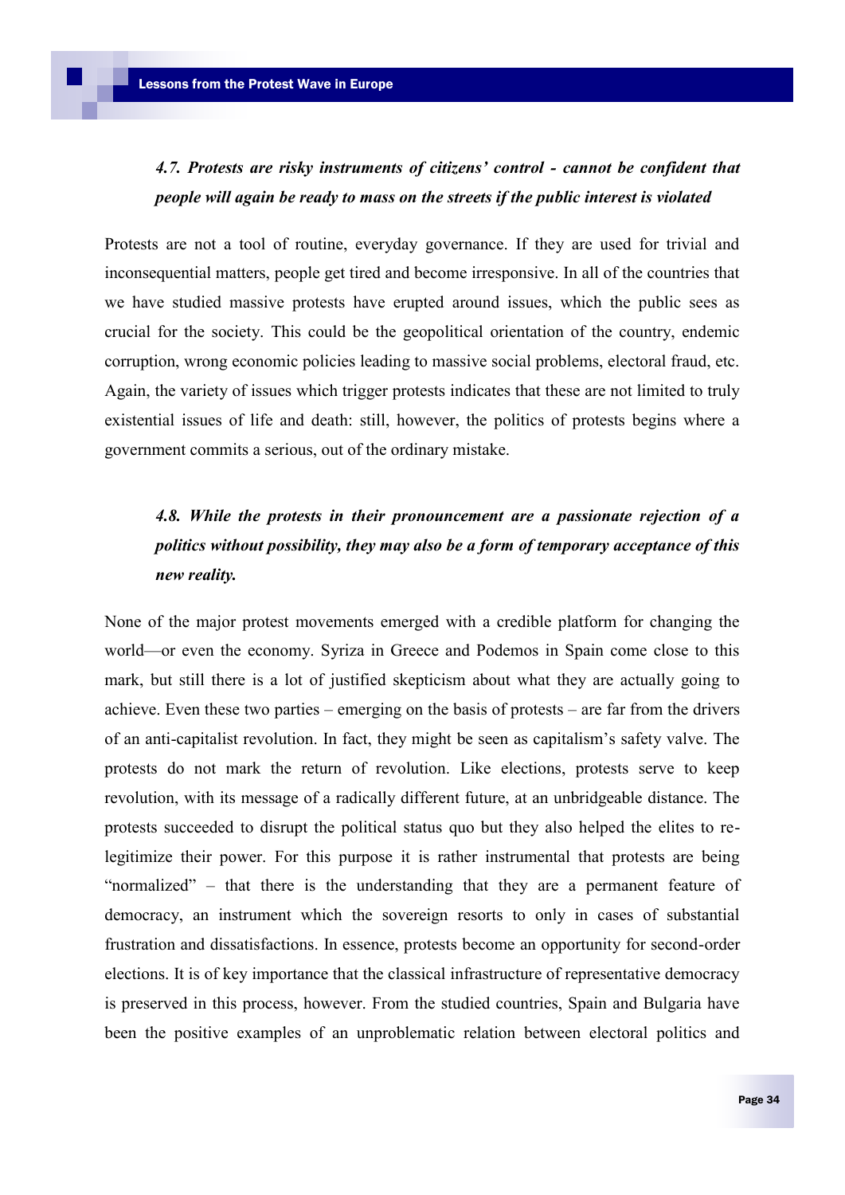### *4.7. Protests are risky instruments of citizens' control - cannot be confident that people will again be ready to mass on the streets if the public interest is violated*

Protests are not a tool of routine, everyday governance. If they are used for trivial and inconsequential matters, people get tired and become irresponsive. In all of the countries that we have studied massive protests have erupted around issues, which the public sees as crucial for the society. This could be the geopolitical orientation of the country, endemic corruption, wrong economic policies leading to massive social problems, electoral fraud, etc. Again, the variety of issues which trigger protests indicates that these are not limited to truly existential issues of life and death: still, however, the politics of protests begins where a government commits a serious, out of the ordinary mistake.

### *4.8. While the protests in their pronouncement are a passionate rejection of a politics without possibility, they may also be a form of temporary acceptance of this new reality.*

None of the major protest movements emerged with a credible platform for changing the world—or even the economy. Syriza in Greece and Podemos in Spain come close to this mark, but still there is a lot of justified skepticism about what they are actually going to achieve. Even these two parties – emerging on the basis of protests – are far from the drivers of an anti-capitalist revolution. In fact, they might be seen as capitalism's safety valve. The protests do not mark the return of revolution. Like elections, protests serve to keep revolution, with its message of a radically different future, at an unbridgeable distance. The protests succeeded to disrupt the political status quo but they also helped the elites to re-legitimize their power. For this purpose it is rather instrumental that protests are being "normalized" – that there is the understanding that they are a permanent feature of democracy, an instrument which the sovereign resorts to only in cases of substantial frustration and dissatisfactions. In essence, protests become an opportunity for second-order elections. It is of key importance that the classical infrastructure of representative democracy is preserved in this process, however. From the studied countries, Spain and Bulgaria have been the positive examples of an unproblematic relation between electoral politics and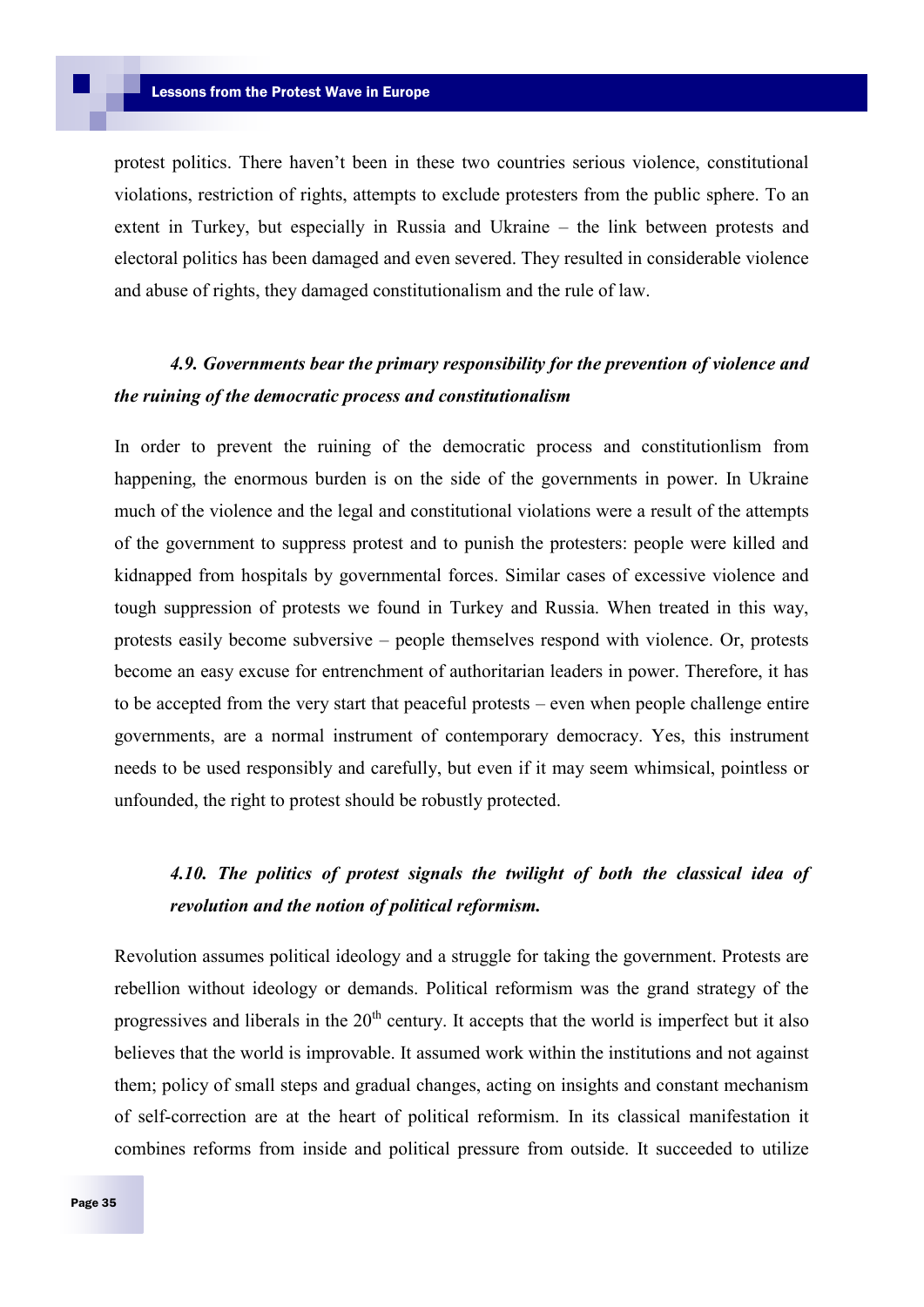protest politics. There haven't been in these two countries serious violence, constitutional violations, restriction of rights, attempts to exclude protesters from the public sphere. To an extent in Turkey, but especially in Russia and Ukraine – the link between protests and electoral politics has been damaged and even severed. They resulted in considerable violence and abuse of rights, they damaged constitutionalism and the rule of law.

### *4.9. Governments bear the primary responsibility for the prevention of violence and the ruining of the democratic process and constitutionalism*

In order to prevent the ruining of the democratic process and constitutionlism from happening, the enormous burden is on the side of the governments in power. In Ukraine much of the violence and the legal and constitutional violations were a result of the attempts of the government to suppress protest and to punish the protesters: people were killed and kidnapped from hospitals by governmental forces. Similar cases of excessive violence and tough suppression of protests we found in Turkey and Russia. When treated in this way, protests easily become subversive – people themselves respond with violence. Or, protests become an easy excuse for entrenchment of authoritarian leaders in power. Therefore, it has to be accepted from the very start that peaceful protests – even when people challenge entire governments, are a normal instrument of contemporary democracy. Yes, this instrument needs to be used responsibly and carefully, but even if it may seem whimsical, pointless or unfounded, the right to protest should be robustly protected.

### *4.10. The politics of protest signals the twilight of both the classical idea of revolution and the notion of political reformism.*

Revolution assumes political ideology and a struggle for taking the government. Protests are rebellion without ideology or demands. Political reformism was the grand strategy of the progressives and liberals in the 20th century. It accepts that the world is imperfect but it also believes that the world is improvable. It assumed work within the institutions and not against them; policy of small steps and gradual changes, acting on insights and constant mechanism of self-correction are at the heart of political reformism. In its classical manifestation it combines reforms from inside and political pressure from outside. It succeeded to utilize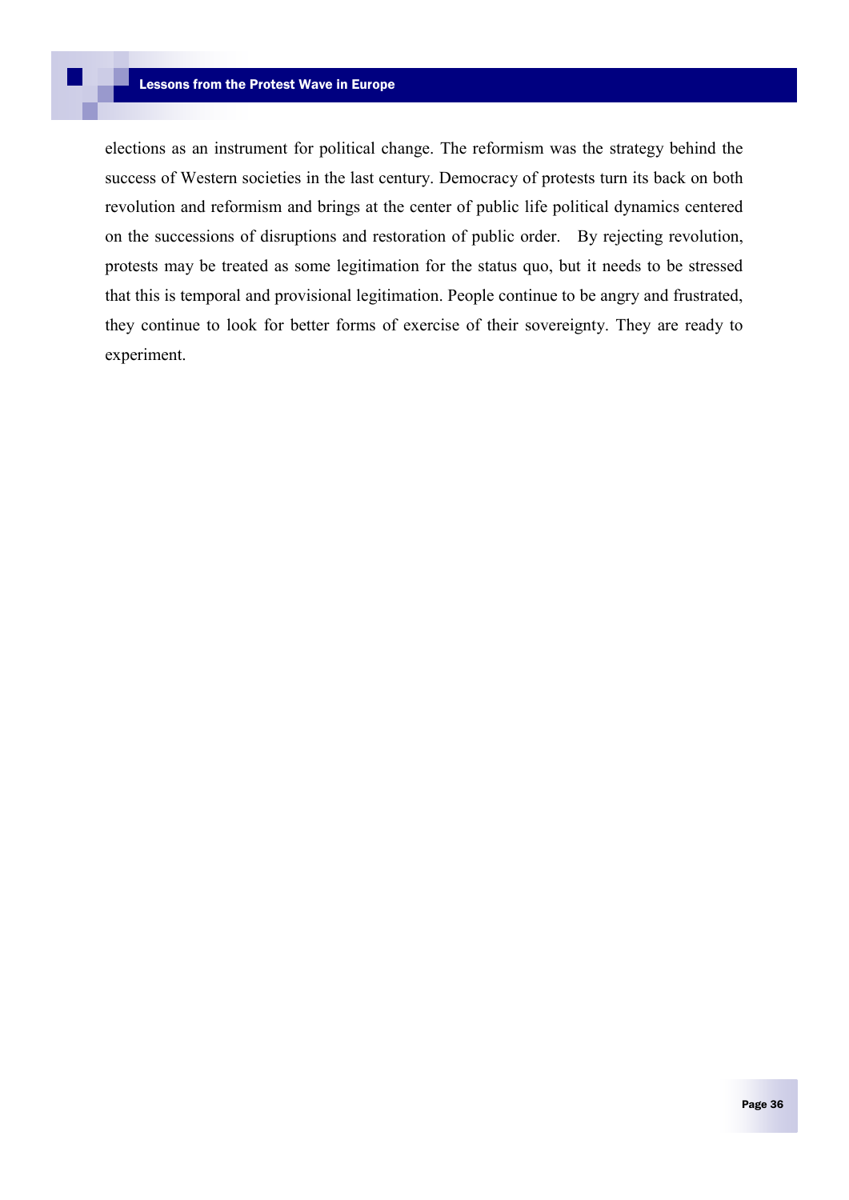elections as an instrument for political change. The reformism was the strategy behind the success of Western societies in the last century. Democracy of protests turn its back on both revolution and reformism and brings at the center of public life political dynamics centered on the successions of disruptions and restoration of public order. By rejecting revolution, protests may be treated as some legitimation for the status quo, but it needs to be stressed that this is temporal and provisional legitimation. People continue to be angry and frustrated, they continue to look for better forms of exercise of their sovereignty. They are ready to experiment.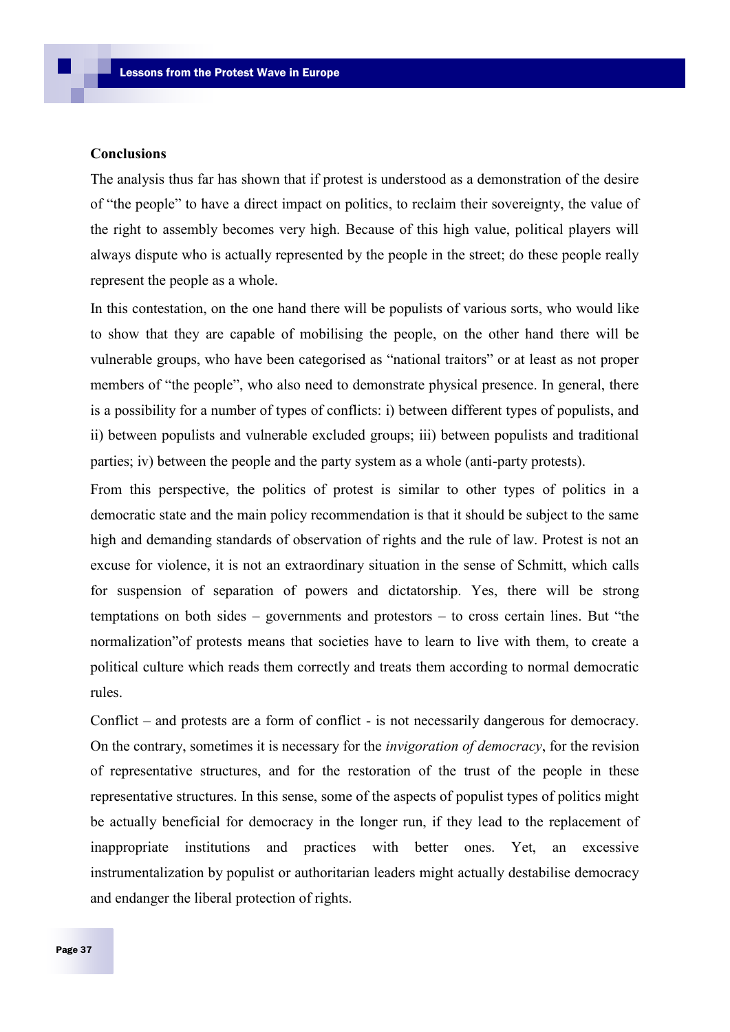**Conclusions**

The analysis thus far has shown that if protest is understood as a demonstration of the desire of "the people" to have a direct impact on politics, to reclaim their sovereignty, the value of the right to assembly becomes very high. Because of this high value, political players will always dispute who is actually represented by the people in the street; do these people really represent the people as a whole.

In this contestation, on the one hand there will be populists of various sorts, who would like to show that they are capable of mobilising the people, on the other hand there will be vulnerable groups, who have been categorised as "national traitors" or at least as not proper members of "the people", who also need to demonstrate physical presence. In general, there is a possibility for a number of types of conflicts: i) between different types of populists, and ii) between populists and vulnerable excluded groups; iii) between populists and traditional parties; iv) between the people and the party system as a whole (anti-party protests).

From this perspective, the politics of protest is similar to other types of politics in a democratic state and the main policy recommendation is that it should be subject to the same high and demanding standards of observation of rights and the rule of law. Protest is not an excuse for violence, it is not an extraordinary situation in the sense of Schmitt, which calls for suspension of separation of powers and dictatorship. Yes, there will be strong temptations on both sides – governments and protestors – to cross certain lines. But "the normalization"of protests means that societies have to learn to live with them, to create a political culture which reads them correctly and treats them according to normal democratic rules.

Conflict – and protests are a form of conflict - is not necessarily dangerous for democracy. On the contrary, sometimes it is necessary for the *invigoration of democracy*, for the revision of representative structures, and for the restoration of the trust of the people in these representative structures. In this sense, some of the aspects of populist types of politics might be actually beneficial for democracy in the longer run, if they lead to the replacement of inappropriate institutions and practices with better ones. Yet, an excessive instrumentalization by populist or authoritarian leaders might actually destabilise democracy and endanger the liberal protection of rights.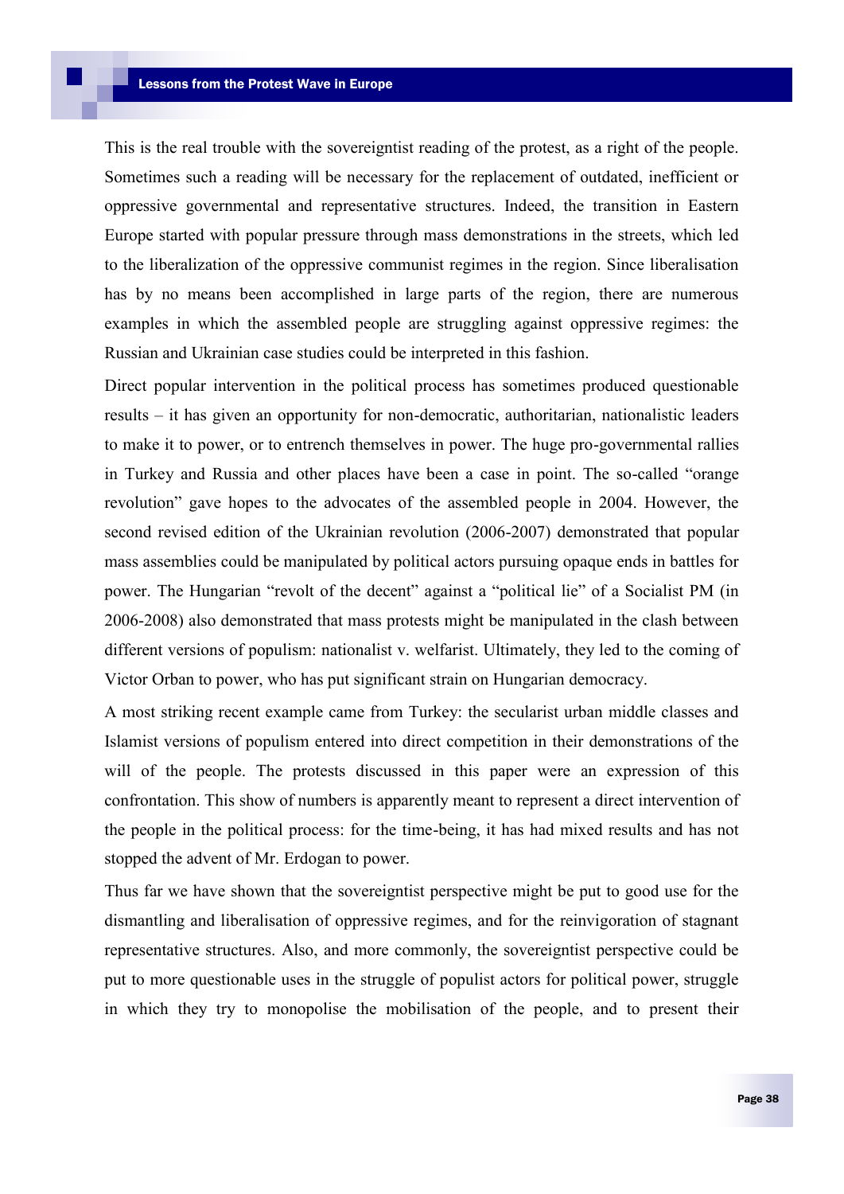This is the real trouble with the sovereigntist reading of the protest, as a right of the people. Sometimes such a reading will be necessary for the replacement of outdated, inefficient or oppressive governmental and representative structures. Indeed, the transition in Eastern Europe started with popular pressure through mass demonstrations in the streets, which led to the liberalization of the oppressive communist regimes in the region. Since liberalisation has by no means been accomplished in large parts of the region, there are numerous examples in which the assembled people are struggling against oppressive regimes: the Russian and Ukrainian case studies could be interpreted in this fashion.

Direct popular intervention in the political process has sometimes produced questionable results – it has given an opportunity for non-democratic, authoritarian, nationalistic leaders to make it to power, or to entrench themselves in power. The huge pro-governmental rallies in Turkey and Russia and other places have been a case in point. The so-called "orange revolution" gave hopes to the advocates of the assembled people in 2004. However, the second revised edition of the Ukrainian revolution (2006-2007) demonstrated that popular mass assemblies could be manipulated by political actors pursuing opaque ends in battles for power. The Hungarian "revolt of the decent" against a "political lie" of a Socialist PM (in 2006-2008) also demonstrated that mass protests might be manipulated in the clash between different versions of populism: nationalist v. welfarist. Ultimately, they led to the coming of Victor Orban to power, who has put significant strain on Hungarian democracy.

A most striking recent example came from Turkey: the secularist urban middle classes and Islamist versions of populism entered into direct competition in their demonstrations of the will of the people. The protests discussed in this paper were an expression of this confrontation. This show of numbers is apparently meant to represent a direct intervention of the people in the political process: for the time-being, it has had mixed results and has not stopped the advent of Mr. Erdogan to power.

Thus far we have shown that the sovereigntist perspective might be put to good use for the dismantling and liberalisation of oppressive regimes, and for the reinvigoration of stagnant representative structures. Also, and more commonly, the sovereigntist perspective could be put to more questionable uses in the struggle of populist actors for political power, struggle in which they try to monopolise the mobilisation of the people, and to present their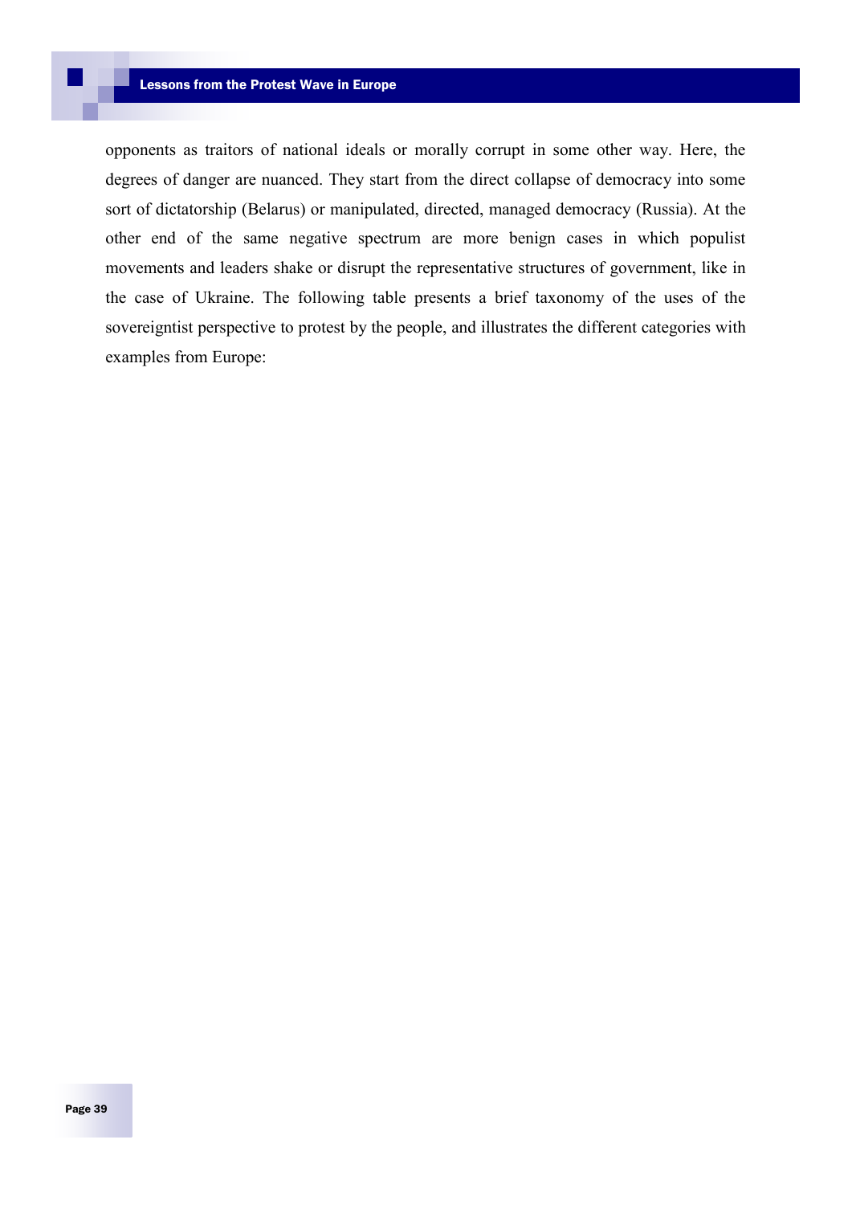opponents as traitors of national ideals or morally corrupt in some other way. Here, the degrees of danger are nuanced. They start from the direct collapse of democracy into some sort of dictatorship (Belarus) or manipulated, directed, managed democracy (Russia). At the other end of the same negative spectrum are more benign cases in which populist movements and leaders shake or disrupt the representative structures of government, like in the case of Ukraine. The following table presents a brief taxonomy of the uses of the sovereigntist perspective to protest by the people, and illustrates the different categories with examples from Europe: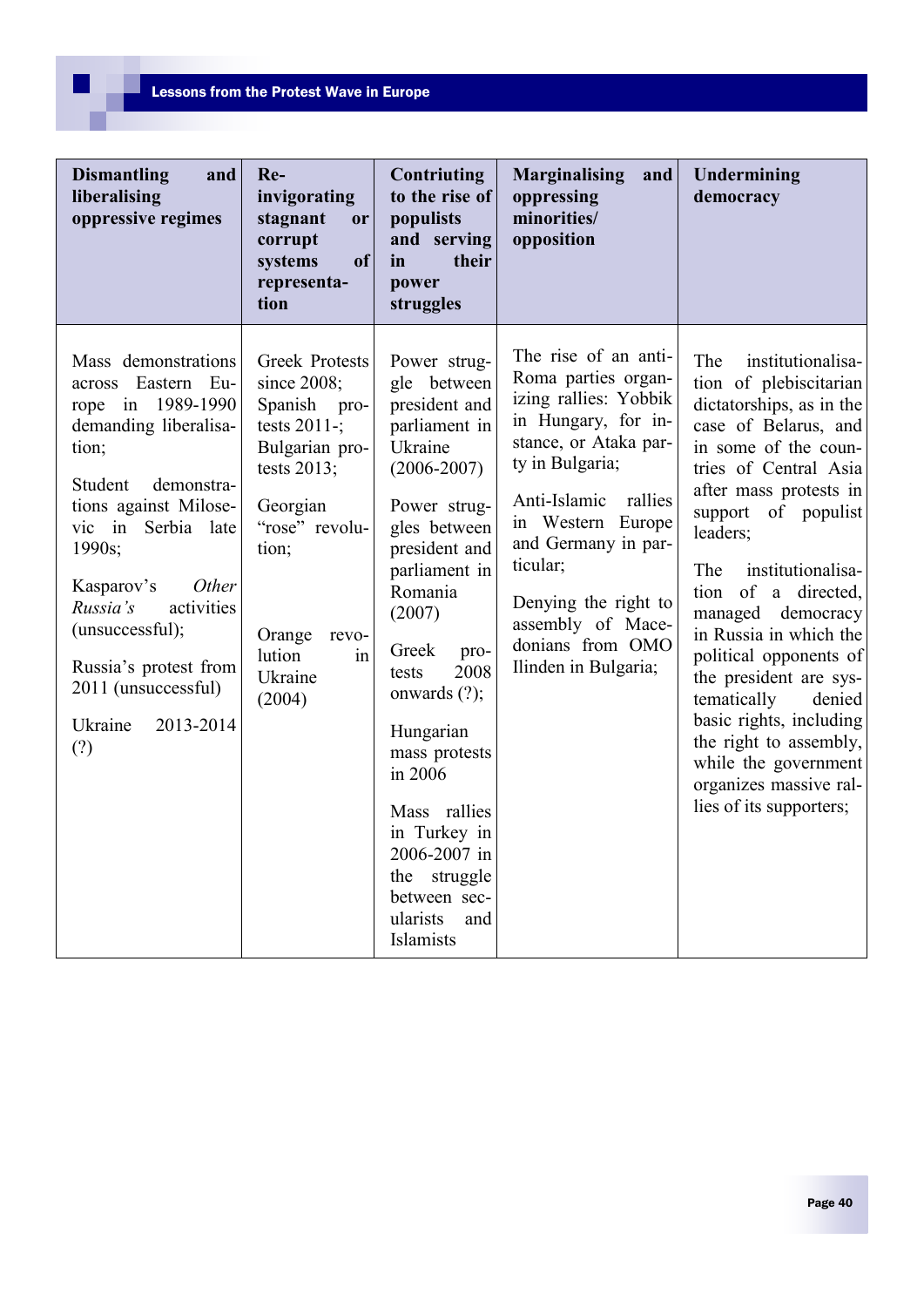| Dismantling and liberalising oppressive regimes | Re-invigorating stagnant or corrupt systems of representation | Contriuting to the rise of populists and serving in their power struggles | Marginalising and oppressing minorities/ opposition | Undermining democracy |
|---|---|---|---|---|
| Mass demonstrations across Eastern Europe in 1989-1990 demanding liberalisation;<br><br>Student demonstrations against Milosevic in Serbia late 1990s;<br><br>Kasparov's *Other Russia's* activities (unsuccessful);<br><br>Russia's protest from 2011 (unsuccessful)<br><br>Ukraine 2013-2014 (?) | Greek Protests since 2008;<br>Spanish protests 2011-;<br>Bulgarian protests 2013;<br><br>Georgian "rose" revolution;<br><br>Orange revolution in Ukraine (2004) | Power struggle between president and parliament in Ukraine (2006-2007)<br><br>Power struggles between president and parliament in Romania (2007)<br><br>Greek protests 2008 onwards (?);<br><br>Hungarian mass protests in 2006<br><br>Mass rallies in Turkey in 2006-2007 in the struggle between secularists and Islamists | The rise of an anti-Roma parties organizing rallies: Yobbik in Hungary, for instance, or Ataka party in Bulgaria;<br><br>Anti-Islamic rallies in Western Europe and Germany in particular;<br><br>Denying the right to assembly of Macedonians from OMO Ilinden in Bulgaria; | The institutionalisation of plebiscitarian dictatorships, as in the case of Belarus, and in some of the countries of Central Asia after mass protests in support of populist leaders;<br><br>The institutionalisation of a directed, managed democracy in Russia in which the political opponents of the president are systematically denied basic rights, including the right to assembly, while the government organizes massive rallies of its supporters; |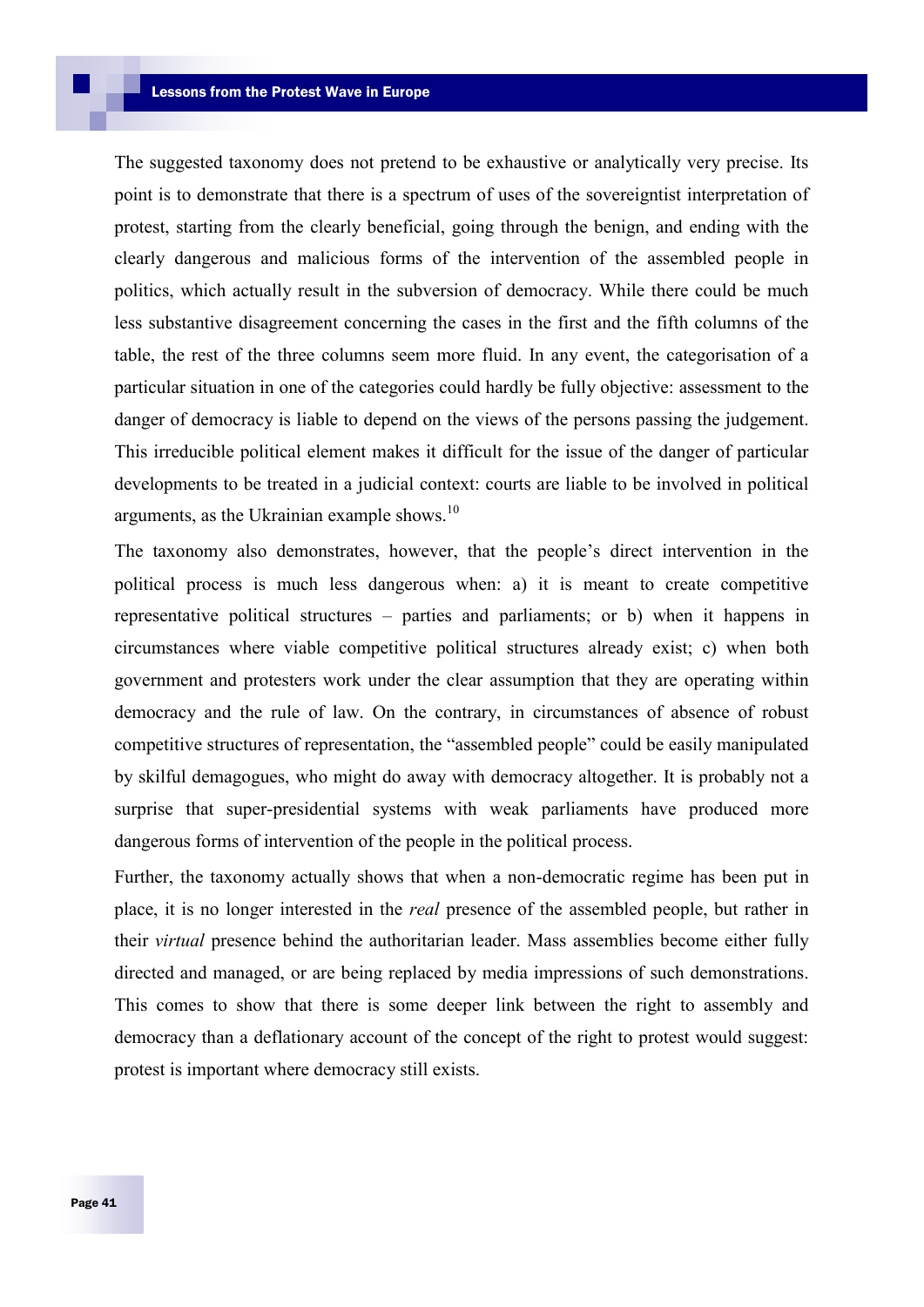The suggested taxonomy does not pretend to be exhaustive or analytically very precise. Its point is to demonstrate that there is a spectrum of uses of the sovereigntist interpretation of protest, starting from the clearly beneficial, going through the benign, and ending with the clearly dangerous and malicious forms of the intervention of the assembled people in politics, which actually result in the subversion of democracy. While there could be much less substantive disagreement concerning the cases in the first and the fifth columns of the table, the rest of the three columns seem more fluid. In any event, the categorisation of a particular situation in one of the categories could hardly be fully objective: assessment to the danger of democracy is liable to depend on the views of the persons passing the judgement. This irreducible political element makes it difficult for the issue of the danger of particular developments to be treated in a judicial context: courts are liable to be involved in political arguments, as the Ukrainian example shows.[10]

The taxonomy also demonstrates, however, that the people's direct intervention in the political process is much less dangerous when: a) it is meant to create competitive representative political structures – parties and parliaments; or b) when it happens in circumstances where viable competitive political structures already exist; c) when both government and protesters work under the clear assumption that they are operating within democracy and the rule of law. On the contrary, in circumstances of absence of robust competitive structures of representation, the "assembled people" could be easily manipulated by skilful demagogues, who might do away with democracy altogether. It is probably not a surprise that super-presidential systems with weak parliaments have produced more dangerous forms of intervention of the people in the political process.

Further, the taxonomy actually shows that when a non-democratic regime has been put in place, it is no longer interested in the *real* presence of the assembled people, but rather in their *virtual* presence behind the authoritarian leader. Mass assemblies become either fully directed and managed, or are being replaced by media impressions of such demonstrations. This comes to show that there is some deeper link between the right to assembly and democracy than a deflationary account of the concept of the right to protest would suggest: protest is important where democracy still exists.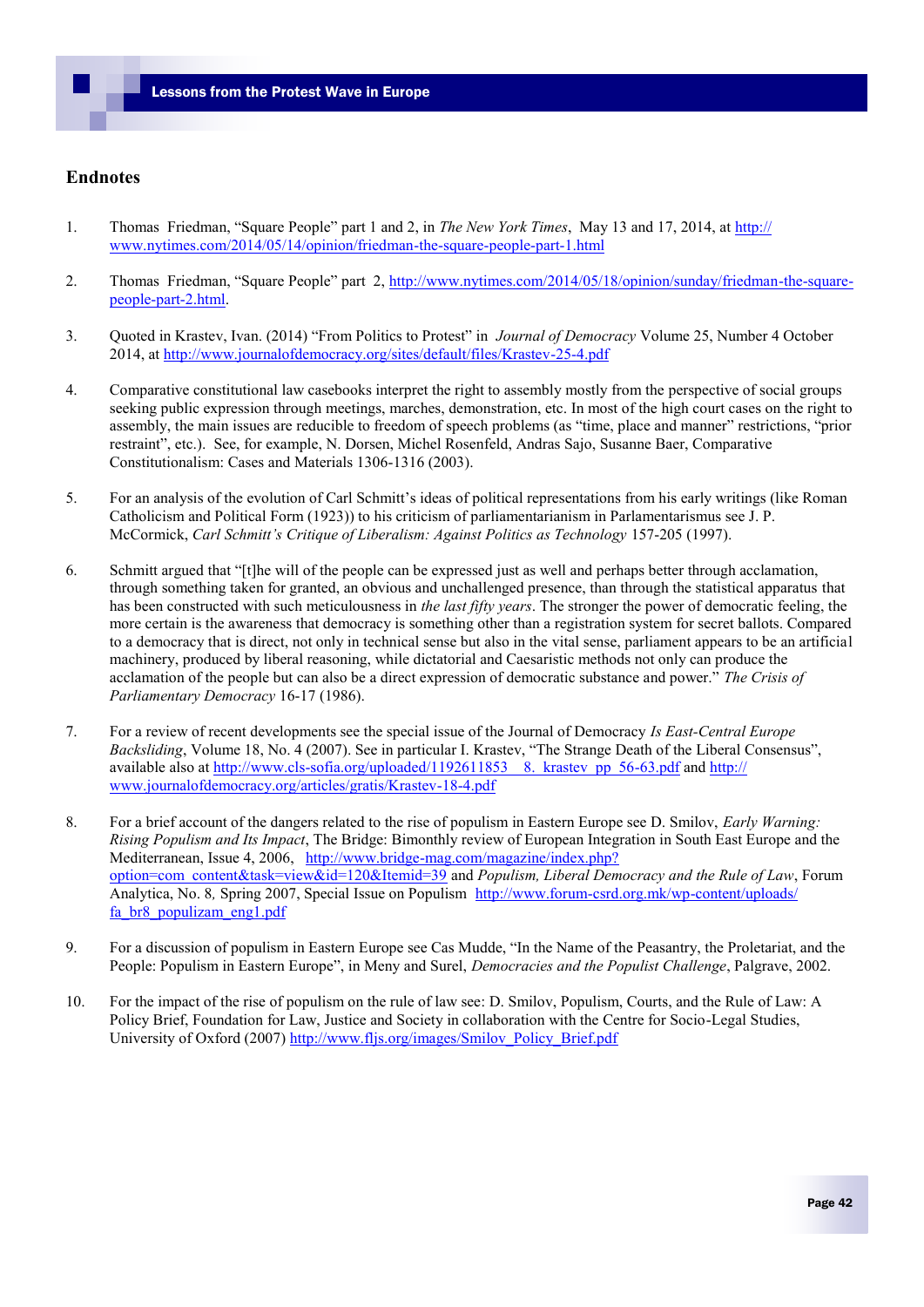## Endnotes

1. Thomas Friedman, "Square People" part 1 and 2, in *The New York Times*, May 13 and 17, 2014, at http://www.nytimes.com/2014/05/14/opinion/friedman-the-square-people-part-1.html

2. Thomas Friedman, "Square People" part 2, http://www.nytimes.com/2014/05/18/opinion/sunday/friedman-the-square-people-part-2.html.

3. Quoted in Krastev, Ivan. (2014) "From Politics to Protest" in *Journal of Democracy* Volume 25, Number 4 October 2014, at http://www.journalofdemocracy.org/sites/default/files/Krastev-25-4.pdf

4. Comparative constitutional law casebooks interpret the right to assembly mostly from the perspective of social groups seeking public expression through meetings, marches, demonstration, etc. In most of the high court cases on the right to assembly, the main issues are reducible to freedom of speech problems (as "time, place and manner" restrictions, "prior restraint", etc.). See, for example, N. Dorsen, Michel Rosenfeld, Andras Sajo, Susanne Baer, Comparative Constitutionalism: Cases and Materials 1306-1316 (2003).

5. For an analysis of the evolution of Carl Schmitt's ideas of political representations from his early writings (like Roman Catholicism and Political Form (1923)) to his criticism of parliamentarianism in Parlamentarismus see J. P. McCormick, *Carl Schmitt's Critique of Liberalism: Against Politics as Technology* 157-205 (1997).

6. Schmitt argued that "[t]he will of the people can be expressed just as well and perhaps better through acclamation, through something taken for granted, an obvious and unchallenged presence, than through the statistical apparatus that has been constructed with such meticulousness in *the last fifty years*. The stronger the power of democratic feeling, the more certain is the awareness that democracy is something other than a registration system for secret ballots. Compared to a democracy that is direct, not only in technical sense but also in the vital sense, parliament appears to be an artificial machinery, produced by liberal reasoning, while dictatorial and Caesaristic methods not only can produce the acclamation of the people but can also be a direct expression of democratic substance and power." *The Crisis of Parliamentary Democracy* 16-17 (1986).

7. For a review of recent developments see the special issue of the Journal of Democracy *Is East-Central Europe Backsliding*, Volume 18, No. 4 (2007). See in particular I. Krastev, "The Strange Death of the Liberal Consensus", available also at http://www.cls-sofia.org/uploaded/1192611853__8._krastev_pp_56-63.pdf and http://www.journalofdemocracy.org/articles/gratis/Krastev-18-4.pdf

8. For a brief account of the dangers related to the rise of populism in Eastern Europe see D. Smilov, *Early Warning: Rising Populism and Its Impact*, The Bridge: Bimonthly review of European Integration in South East Europe and the Mediterranean, Issue 4, 2006, http://www.bridge-mag.com/magazine/index.php?option=com_content&task=view&id=120&Itemid=39 and *Populism, Liberal Democracy and the Rule of Law*, Forum Analytica, No. 8, Spring 2007, Special Issue on Populism http://www.forum-csrd.org.mk/wp-content/uploads/fa_br8_populizam_eng1.pdf

9. For a discussion of populism in Eastern Europe see Cas Mudde, "In the Name of the Peasantry, the Proletariat, and the People: Populism in Eastern Europe", in Meny and Surel, *Democracies and the Populist Challenge*, Palgrave, 2002.

10. For the impact of the rise of populism on the rule of law see: D. Smilov, Populism, Courts, and the Rule of Law: A Policy Brief, Foundation for Law, Justice and Society in collaboration with the Centre for Socio-Legal Studies, University of Oxford (2007) http://www.fljs.org/images/Smilov_Policy_Brief.pdf